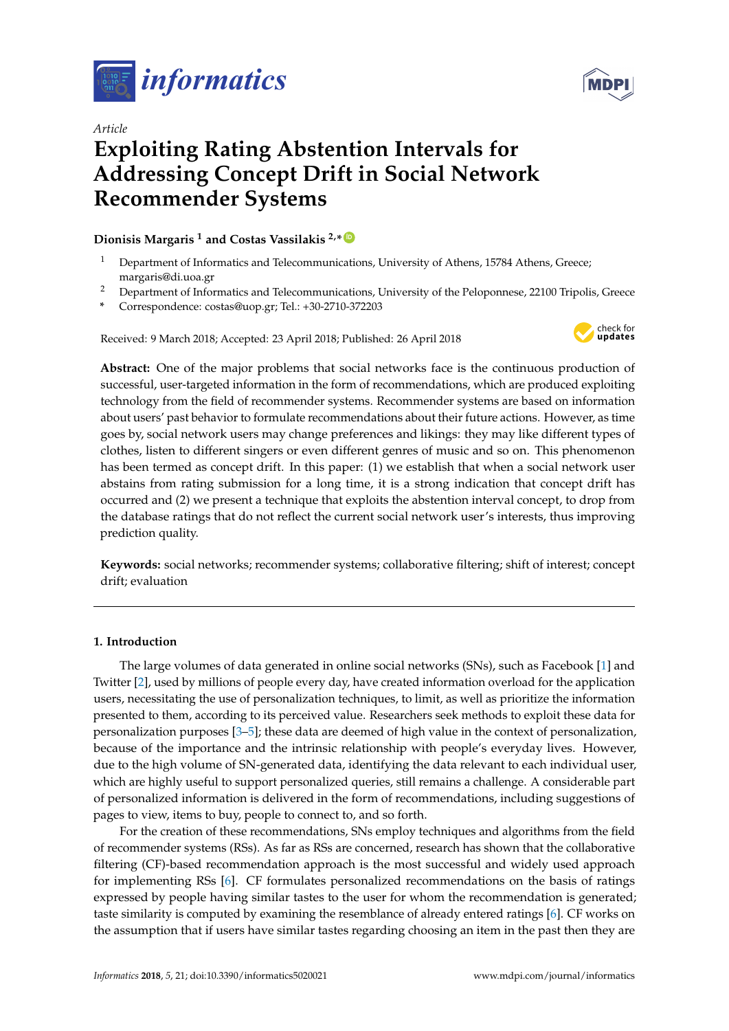*Article*

# Exploiting Rating Abstention Intervals for Addressing Concept Drift in Social Network Recommender Systems

**Dionisis Margaris [1] and Costas Vassilakis [2,*]**

[1] Department of Informatics and Telecommunications, University of Athens, 15784 Athens, Greece; margaris@di.uoa.gr

[2] Department of Informatics and Telecommunications, University of the Peloponnese, 22100 Tripolis, Greece

[*] Correspondence: costas@uop.gr; Tel.: +30-2710-372203

Received: 9 March 2018; Accepted: 23 April 2018; Published: 26 April 2018

**Abstract:** One of the major problems that social networks face is the continuous production of successful, user-targeted information in the form of recommendations, which are produced exploiting technology from the field of recommender systems. Recommender systems are based on information about users' past behavior to formulate recommendations about their future actions. However, as time goes by, social network users may change preferences and likings: they may like different types of clothes, listen to different singers or even different genres of music and so on. This phenomenon has been termed as concept drift. In this paper: (1) we establish that when a social network user abstains from rating submission for a long time, it is a strong indication that concept drift has occurred and (2) we present a technique that exploits the abstention interval concept, to drop from the database ratings that do not reflect the current social network user's interests, thus improving prediction quality.

**Keywords:** social networks; recommender systems; collaborative filtering; shift of interest; concept drift; evaluation

## 1. Introduction

The large volumes of data generated in online social networks (SNs), such as Facebook [1] and Twitter [2], used by millions of people every day, have created information overload for the application users, necessitating the use of personalization techniques, to limit, as well as prioritize the information presented to them, according to its perceived value. Researchers seek methods to exploit these data for personalization purposes [3–5]; these data are deemed of high value in the context of personalization, because of the importance and the intrinsic relationship with people's everyday lives. However, due to the high volume of SN-generated data, identifying the data relevant to each individual user, which are highly useful to support personalized queries, still remains a challenge. A considerable part of personalized information is delivered in the form of recommendations, including suggestions of pages to view, items to buy, people to connect to, and so forth.

For the creation of these recommendations, SNs employ techniques and algorithms from the field of recommender systems (RSs). As far as RSs are concerned, research has shown that the collaborative filtering (CF)-based recommendation approach is the most successful and widely used approach for implementing RSs [6]. CF formulates personalized recommendations on the basis of ratings expressed by people having similar tastes to the user for whom the recommendation is generated; taste similarity is computed by examining the resemblance of already entered ratings [6]. CF works on the assumption that if users have similar tastes regarding choosing an item in the past then they are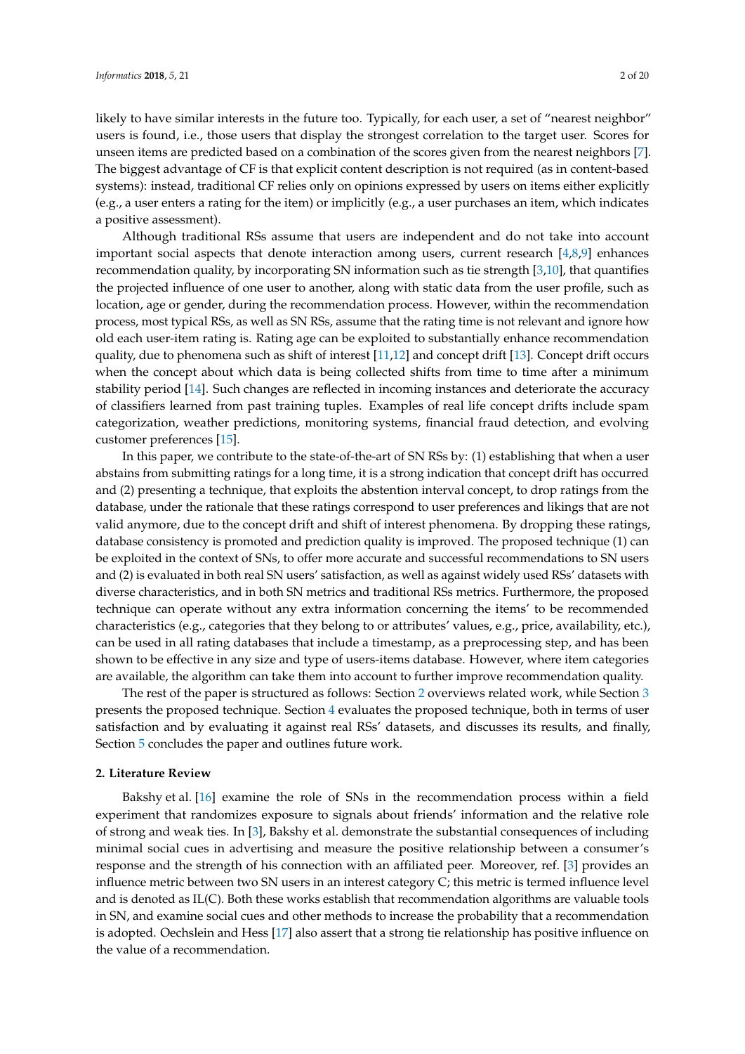likely to have similar interests in the future too. Typically, for each user, a set of "nearest neighbor" users is found, i.e., those users that display the strongest correlation to the target user. Scores for unseen items are predicted based on a combination of the scores given from the nearest neighbors [7]. The biggest advantage of CF is that explicit content description is not required (as in content-based systems): instead, traditional CF relies only on opinions expressed by users on items either explicitly (e.g., a user enters a rating for the item) or implicitly (e.g., a user purchases an item, which indicates a positive assessment).

Although traditional RSs assume that users are independent and do not take into account important social aspects that denote interaction among users, current research [4,8,9] enhances recommendation quality, by incorporating SN information such as tie strength [3,10], that quantifies the projected influence of one user to another, along with static data from the user profile, such as location, age or gender, during the recommendation process. However, within the recommendation process, most typical RSs, as well as SN RSs, assume that the rating time is not relevant and ignore how old each user-item rating is. Rating age can be exploited to substantially enhance recommendation quality, due to phenomena such as shift of interest [11,12] and concept drift [13]. Concept drift occurs when the concept about which data is being collected shifts from time to time after a minimum stability period [14]. Such changes are reflected in incoming instances and deteriorate the accuracy of classifiers learned from past training tuples. Examples of real life concept drifts include spam categorization, weather predictions, monitoring systems, financial fraud detection, and evolving customer preferences [15].

In this paper, we contribute to the state-of-the-art of SN RSs by: (1) establishing that when a user abstains from submitting ratings for a long time, it is a strong indication that concept drift has occurred and (2) presenting a technique, that exploits the abstention interval concept, to drop ratings from the database, under the rationale that these ratings correspond to user preferences and likings that are not valid anymore, due to the concept drift and shift of interest phenomena. By dropping these ratings, database consistency is promoted and prediction quality is improved. The proposed technique (1) can be exploited in the context of SNs, to offer more accurate and successful recommendations to SN users and (2) is evaluated in both real SN users' satisfaction, as well as against widely used RSs' datasets with diverse characteristics, and in both SN metrics and traditional RSs metrics. Furthermore, the proposed technique can operate without any extra information concerning the items' to be recommended characteristics (e.g., categories that they belong to or attributes' values, e.g., price, availability, etc.), can be used in all rating databases that include a timestamp, as a preprocessing step, and has been shown to be effective in any size and type of users-items database. However, where item categories are available, the algorithm can take them into account to further improve recommendation quality.

The rest of the paper is structured as follows: Section 2 overviews related work, while Section 3 presents the proposed technique. Section 4 evaluates the proposed technique, both in terms of user satisfaction and by evaluating it against real RSs' datasets, and discusses its results, and finally, Section 5 concludes the paper and outlines future work.

## 2. Literature Review

Bakshy et al. [16] examine the role of SNs in the recommendation process within a field experiment that randomizes exposure to signals about friends' information and the relative role of strong and weak ties. In [3], Bakshy et al. demonstrate the substantial consequences of including minimal social cues in advertising and measure the positive relationship between a consumer's response and the strength of his connection with an affiliated peer. Moreover, ref. [3] provides an influence metric between two SN users in an interest category C; this metric is termed influence level and is denoted as IL(C). Both these works establish that recommendation algorithms are valuable tools in SN, and examine social cues and other methods to increase the probability that a recommendation is adopted. Oechslein and Hess [17] also assert that a strong tie relationship has positive influence on the value of a recommendation.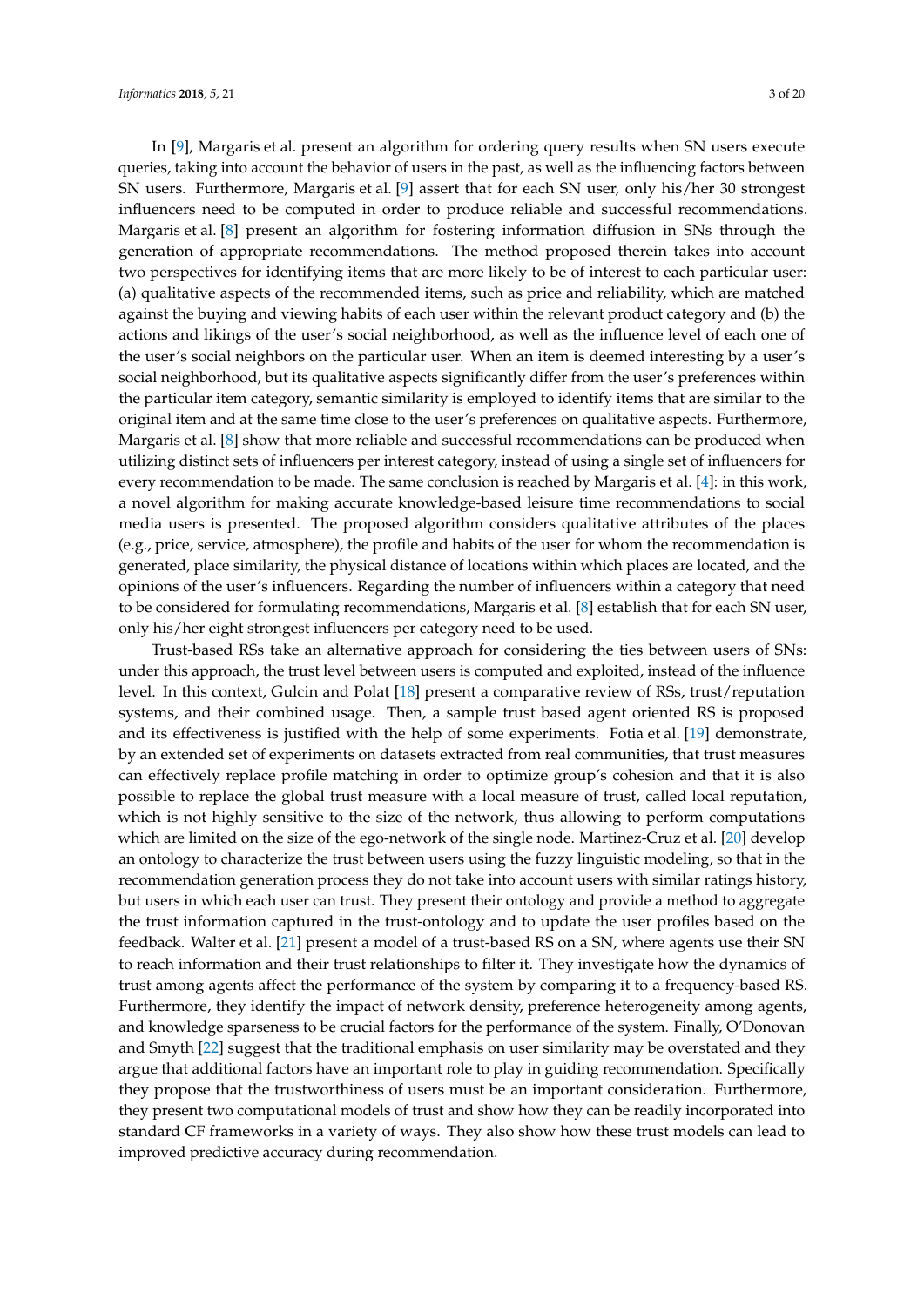In [9], Margaris et al. present an algorithm for ordering query results when SN users execute queries, taking into account the behavior of users in the past, as well as the influencing factors between SN users. Furthermore, Margaris et al. [9] assert that for each SN user, only his/her 30 strongest influencers need to be computed in order to produce reliable and successful recommendations. Margaris et al. [8] present an algorithm for fostering information diffusion in SNs through the generation of appropriate recommendations. The method proposed therein takes into account two perspectives for identifying items that are more likely to be of interest to each particular user: (a) qualitative aspects of the recommended items, such as price and reliability, which are matched against the buying and viewing habits of each user within the relevant product category and (b) the actions and likings of the user's social neighborhood, as well as the influence level of each one of the user's social neighbors on the particular user. When an item is deemed interesting by a user's social neighborhood, but its qualitative aspects significantly differ from the user's preferences within the particular item category, semantic similarity is employed to identify items that are similar to the original item and at the same time close to the user's preferences on qualitative aspects. Furthermore, Margaris et al. [8] show that more reliable and successful recommendations can be produced when utilizing distinct sets of influencers per interest category, instead of using a single set of influencers for every recommendation to be made. The same conclusion is reached by Margaris et al. [4]: in this work, a novel algorithm for making accurate knowledge-based leisure time recommendations to social media users is presented. The proposed algorithm considers qualitative attributes of the places (e.g., price, service, atmosphere), the profile and habits of the user for whom the recommendation is generated, place similarity, the physical distance of locations within which places are located, and the opinions of the user's influencers. Regarding the number of influencers within a category that need to be considered for formulating recommendations, Margaris et al. [8] establish that for each SN user, only his/her eight strongest influencers per category need to be used.

Trust-based RSs take an alternative approach for considering the ties between users of SNs: under this approach, the trust level between users is computed and exploited, instead of the influence level. In this context, Gulcin and Polat [18] present a comparative review of RSs, trust/reputation systems, and their combined usage. Then, a sample trust based agent oriented RS is proposed and its effectiveness is justified with the help of some experiments. Fotia et al. [19] demonstrate, by an extended set of experiments on datasets extracted from real communities, that trust measures can effectively replace profile matching in order to optimize group's cohesion and that it is also possible to replace the global trust measure with a local measure of trust, called local reputation, which is not highly sensitive to the size of the network, thus allowing to perform computations which are limited on the size of the ego-network of the single node. Martinez-Cruz et al. [20] develop an ontology to characterize the trust between users using the fuzzy linguistic modeling, so that in the recommendation generation process they do not take into account users with similar ratings history, but users in which each user can trust. They present their ontology and provide a method to aggregate the trust information captured in the trust-ontology and to update the user profiles based on the feedback. Walter et al. [21] present a model of a trust-based RS on a SN, where agents use their SN to reach information and their trust relationships to filter it. They investigate how the dynamics of trust among agents affect the performance of the system by comparing it to a frequency-based RS. Furthermore, they identify the impact of network density, preference heterogeneity among agents, and knowledge sparseness to be crucial factors for the performance of the system. Finally, O'Donovan and Smyth [22] suggest that the traditional emphasis on user similarity may be overstated and they argue that additional factors have an important role to play in guiding recommendation. Specifically they propose that the trustworthiness of users must be an important consideration. Furthermore, they present two computational models of trust and show how they can be readily incorporated into standard CF frameworks in a variety of ways. They also show how these trust models can lead to improved predictive accuracy during recommendation.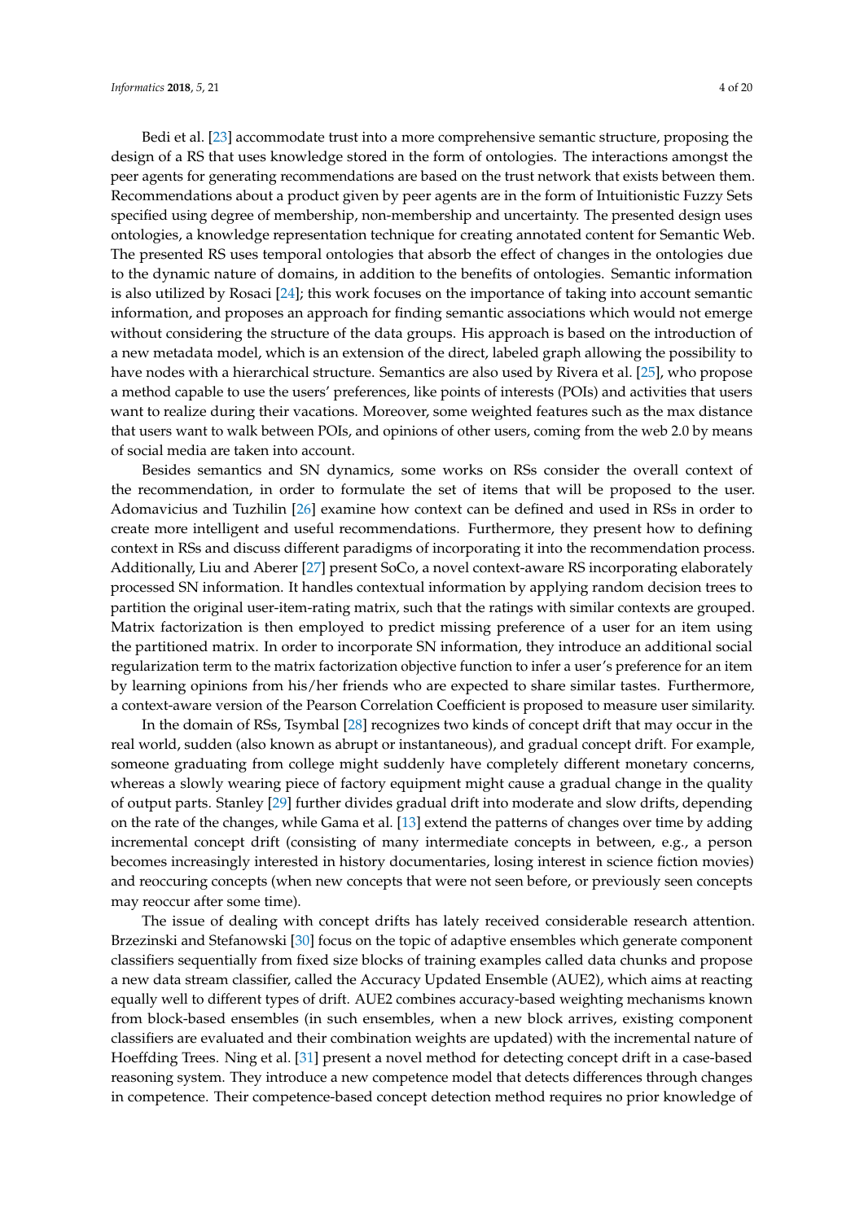Bedi et al. [23] accommodate trust into a more comprehensive semantic structure, proposing the design of a RS that uses knowledge stored in the form of ontologies. The interactions amongst the peer agents for generating recommendations are based on the trust network that exists between them. Recommendations about a product given by peer agents are in the form of Intuitionistic Fuzzy Sets specified using degree of membership, non-membership and uncertainty. The presented design uses ontologies, a knowledge representation technique for creating annotated content for Semantic Web. The presented RS uses temporal ontologies that absorb the effect of changes in the ontologies due to the dynamic nature of domains, in addition to the benefits of ontologies. Semantic information is also utilized by Rosaci [24]; this work focuses on the importance of taking into account semantic information, and proposes an approach for finding semantic associations which would not emerge without considering the structure of the data groups. His approach is based on the introduction of a new metadata model, which is an extension of the direct, labeled graph allowing the possibility to have nodes with a hierarchical structure. Semantics are also used by Rivera et al. [25], who propose a method capable to use the users' preferences, like points of interests (POIs) and activities that users want to realize during their vacations. Moreover, some weighted features such as the max distance that users want to walk between POIs, and opinions of other users, coming from the web 2.0 by means of social media are taken into account.

Besides semantics and SN dynamics, some works on RSs consider the overall context of the recommendation, in order to formulate the set of items that will be proposed to the user. Adomavicius and Tuzhilin [26] examine how context can be defined and used in RSs in order to create more intelligent and useful recommendations. Furthermore, they present how to defining context in RSs and discuss different paradigms of incorporating it into the recommendation process. Additionally, Liu and Aberer [27] present SoCo, a novel context-aware RS incorporating elaborately processed SN information. It handles contextual information by applying random decision trees to partition the original user-item-rating matrix, such that the ratings with similar contexts are grouped. Matrix factorization is then employed to predict missing preference of a user for an item using the partitioned matrix. In order to incorporate SN information, they introduce an additional social regularization term to the matrix factorization objective function to infer a user's preference for an item by learning opinions from his/her friends who are expected to share similar tastes. Furthermore, a context-aware version of the Pearson Correlation Coefficient is proposed to measure user similarity.

In the domain of RSs, Tsymbal [28] recognizes two kinds of concept drift that may occur in the real world, sudden (also known as abrupt or instantaneous), and gradual concept drift. For example, someone graduating from college might suddenly have completely different monetary concerns, whereas a slowly wearing piece of factory equipment might cause a gradual change in the quality of output parts. Stanley [29] further divides gradual drift into moderate and slow drifts, depending on the rate of the changes, while Gama et al. [13] extend the patterns of changes over time by adding incremental concept drift (consisting of many intermediate concepts in between, e.g., a person becomes increasingly interested in history documentaries, losing interest in science fiction movies) and reoccuring concepts (when new concepts that were not seen before, or previously seen concepts may reoccur after some time).

The issue of dealing with concept drifts has lately received considerable research attention. Brzezinski and Stefanowski [30] focus on the topic of adaptive ensembles which generate component classifiers sequentially from fixed size blocks of training examples called data chunks and propose a new data stream classifier, called the Accuracy Updated Ensemble (AUE2), which aims at reacting equally well to different types of drift. AUE2 combines accuracy-based weighting mechanisms known from block-based ensembles (in such ensembles, when a new block arrives, existing component classifiers are evaluated and their combination weights are updated) with the incremental nature of Hoeffding Trees. Ning et al. [31] present a novel method for detecting concept drift in a case-based reasoning system. They introduce a new competence model that detects differences through changes in competence. Their competence-based concept detection method requires no prior knowledge of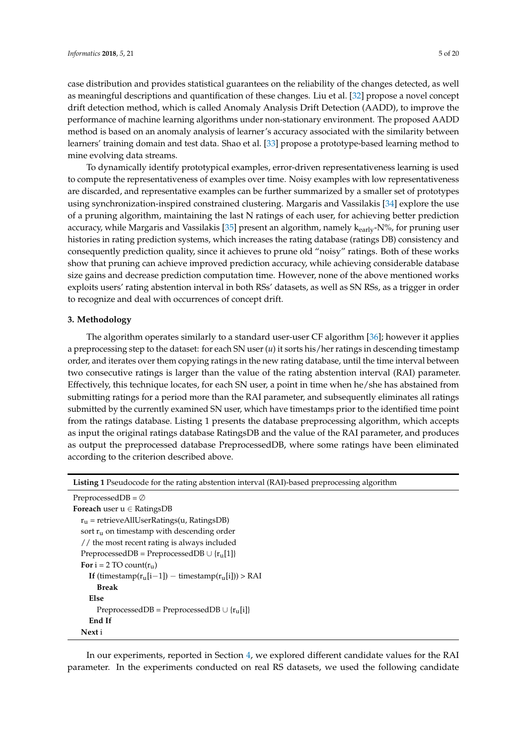case distribution and provides statistical guarantees on the reliability of the changes detected, as well as meaningful descriptions and quantification of these changes. Liu et al. [32] propose a novel concept drift detection method, which is called Anomaly Analysis Drift Detection (AADD), to improve the performance of machine learning algorithms under non-stationary environment. The proposed AADD method is based on an anomaly analysis of learner's accuracy associated with the similarity between learners' training domain and test data. Shao et al. [33] propose a prototype-based learning method to mine evolving data streams.

To dynamically identify prototypical examples, error-driven representativeness learning is used to compute the representativeness of examples over time. Noisy examples with low representativeness are discarded, and representative examples can be further summarized by a smaller set of prototypes using synchronization-inspired constrained clustering. Margaris and Vassilakis [34] explore the use of a pruning algorithm, maintaining the last N ratings of each user, for achieving better prediction accuracy, while Margaris and Vassilakis [35] present an algorithm, namely $k_{early}$-N%, for pruning user histories in rating prediction systems, which increases the rating database (ratings DB) consistency and consequently prediction quality, since it achieves to prune old "noisy" ratings. Both of these works show that pruning can achieve improved prediction accuracy, while achieving considerable database size gains and decrease prediction computation time. However, none of the above mentioned works exploits users' rating abstention interval in both RSs' datasets, as well as SN RSs, as a trigger in order to recognize and deal with occurrences of concept drift.

## 3. Methodology

The algorithm operates similarly to a standard user-user CF algorithm [36]; however it applies a preprocessing step to the dataset: for each SN user ($u$) it sorts his/her ratings in descending timestamp order, and iterates over them copying ratings in the new rating database, until the time interval between two consecutive ratings is larger than the value of the rating abstention interval (RAI) parameter. Effectively, this technique locates, for each SN user, a point in time when he/she has abstained from submitting ratings for a period more than the RAI parameter, and subsequently eliminates all ratings submitted by the currently examined SN user, which have timestamps prior to the identified time point from the ratings database. Listing 1 presents the database preprocessing algorithm, which accepts as input the original ratings database RatingsDB and the value of the RAI parameter, and produces as output the preprocessed database PreprocessedDB, where some ratings have been eliminated according to the criterion described above.

**Listing 1** Pseudocode for the rating abstention interval (RAI)-based preprocessing algorithm

```
PreprocessedDB = ∅
Foreach user u ∈ RatingsDB
  r_u = retrieveAllUserRatings(u, RatingsDB)
  sort r_u on timestamp with descending order
  // the most recent rating is always included
  PreprocessedDB = PreprocessedDB ∪ {r_u[1]}
  For i = 2 TO count(r_u)
    If (timestamp(r_u[i−1]) − timestamp(r_u[i])) > RAI
      Break
    Else
      PreprocessedDB = PreprocessedDB ∪ {r_u[i]}
    End If
  Next i
```

In our experiments, reported in Section 4, we explored different candidate values for the RAI parameter. In the experiments conducted on real RS datasets, we used the following candidate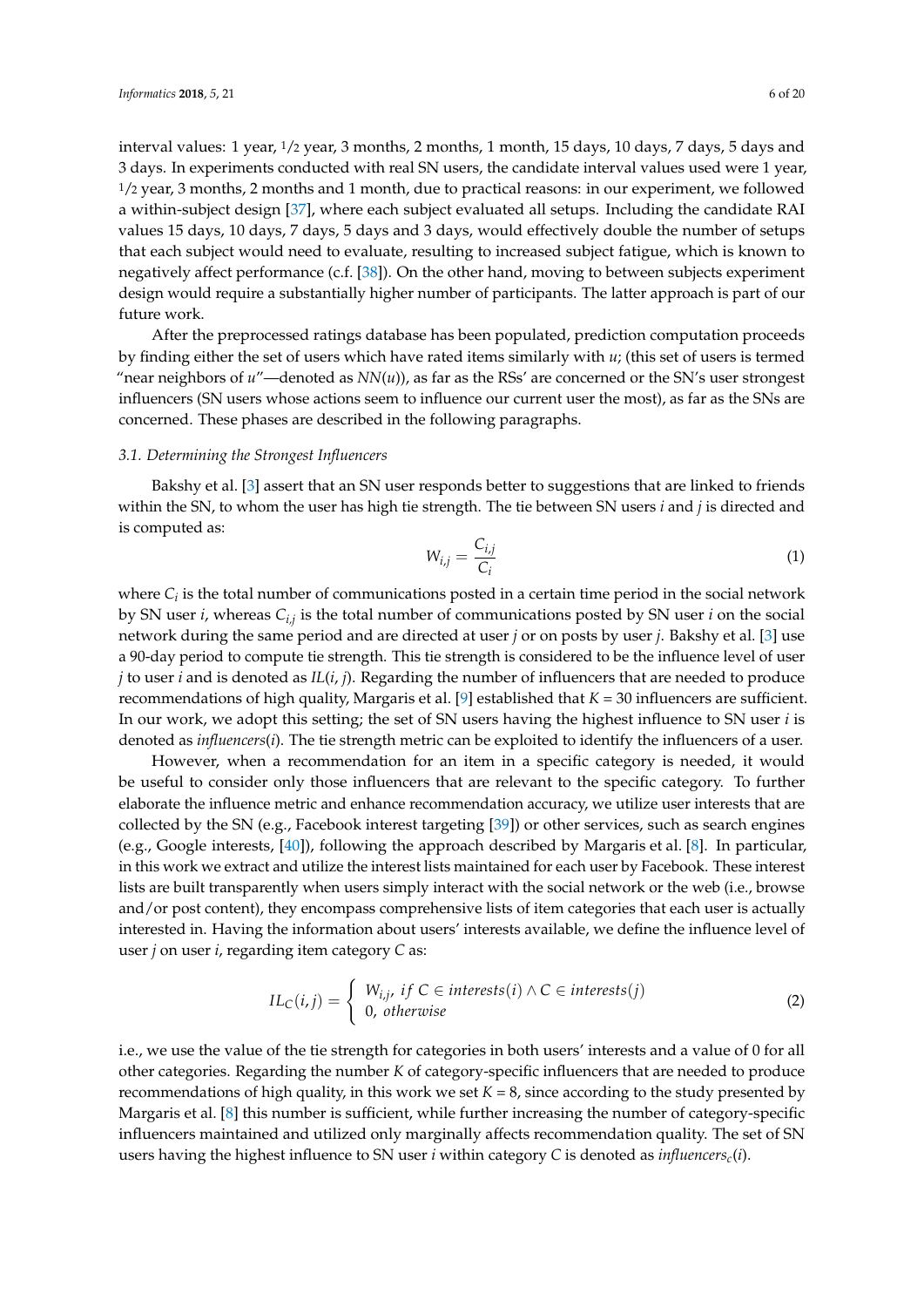interval values: 1 year, 1/2 year, 3 months, 2 months, 1 month, 15 days, 10 days, 7 days, 5 days and 3 days. In experiments conducted with real SN users, the candidate interval values used were 1 year, 1/2 year, 3 months, 2 months and 1 month, due to practical reasons: in our experiment, we followed a within-subject design [37], where each subject evaluated all setups. Including the candidate RAI values 15 days, 10 days, 7 days, 5 days and 3 days, would effectively double the number of setups that each subject would need to evaluate, resulting to increased subject fatigue, which is known to negatively affect performance (c.f. [38]). On the other hand, moving to between subjects experiment design would require a substantially higher number of participants. The latter approach is part of our future work.

After the preprocessed ratings database has been populated, prediction computation proceeds by finding either the set of users which have rated items similarly with *u*; (this set of users is termed "near neighbors of *u*"—denoted as $NN(u)$), as far as the RSs' are concerned or the SN's user strongest influencers (SN users whose actions seem to influence our current user the most), as far as the SNs are concerned. These phases are described in the following paragraphs.

### *3.1. Determining the Strongest Influencers*

Bakshy et al. [3] assert that an SN user responds better to suggestions that are linked to friends within the SN, to whom the user has high tie strength. The tie between SN users *i* and *j* is directed and is computed as:

$$W_{i,j} = \frac{C_{i,j}}{C_i} \tag{1}$$

where $C_i$ is the total number of communications posted in a certain time period in the social network by SN user *i*, whereas $C_{i,j}$ is the total number of communications posted by SN user *i* on the social network during the same period and are directed at user *j* or on posts by user *j*. Bakshy et al. [3] use a 90-day period to compute tie strength. This tie strength is considered to be the influence level of user *j* to user *i* and is denoted as $IL(i, j)$. Regarding the number of influencers that are needed to produce recommendations of high quality, Margaris et al. [9] established that $K = 30$ influencers are sufficient. In our work, we adopt this setting; the set of SN users having the highest influence to SN user *i* is denoted as *influencers*(*i*). The tie strength metric can be exploited to identify the influencers of a user.

However, when a recommendation for an item in a specific category is needed, it would be useful to consider only those influencers that are relevant to the specific category. To further elaborate the influence metric and enhance recommendation accuracy, we utilize user interests that are collected by the SN (e.g., Facebook interest targeting [39]) or other services, such as search engines (e.g., Google interests, [40]), following the approach described by Margaris et al. [8]. In particular, in this work we extract and utilize the interest lists maintained for each user by Facebook. These interest lists are built transparently when users simply interact with the social network or the web (i.e., browse and/or post content), they encompass comprehensive lists of item categories that each user is actually interested in. Having the information about users' interests available, we define the influence level of user *j* on user *i*, regarding item category *C* as:

$$IL_C(i,j) = \begin{cases} W_{i,j}, \ if \ C \in interests(i) \wedge C \in interests(j) \\ 0, \ otherwise \end{cases} \tag{2}$$

i.e., we use the value of the tie strength for categories in both users' interests and a value of 0 for all other categories. Regarding the number *K* of category-specific influencers that are needed to produce recommendations of high quality, in this work we set $K = 8$, since according to the study presented by Margaris et al. [8] this number is sufficient, while further increasing the number of category-specific influencers maintained and utilized only marginally affects recommendation quality. The set of SN users having the highest influence to SN user *i* within category *C* is denoted as $influencers_c(i)$.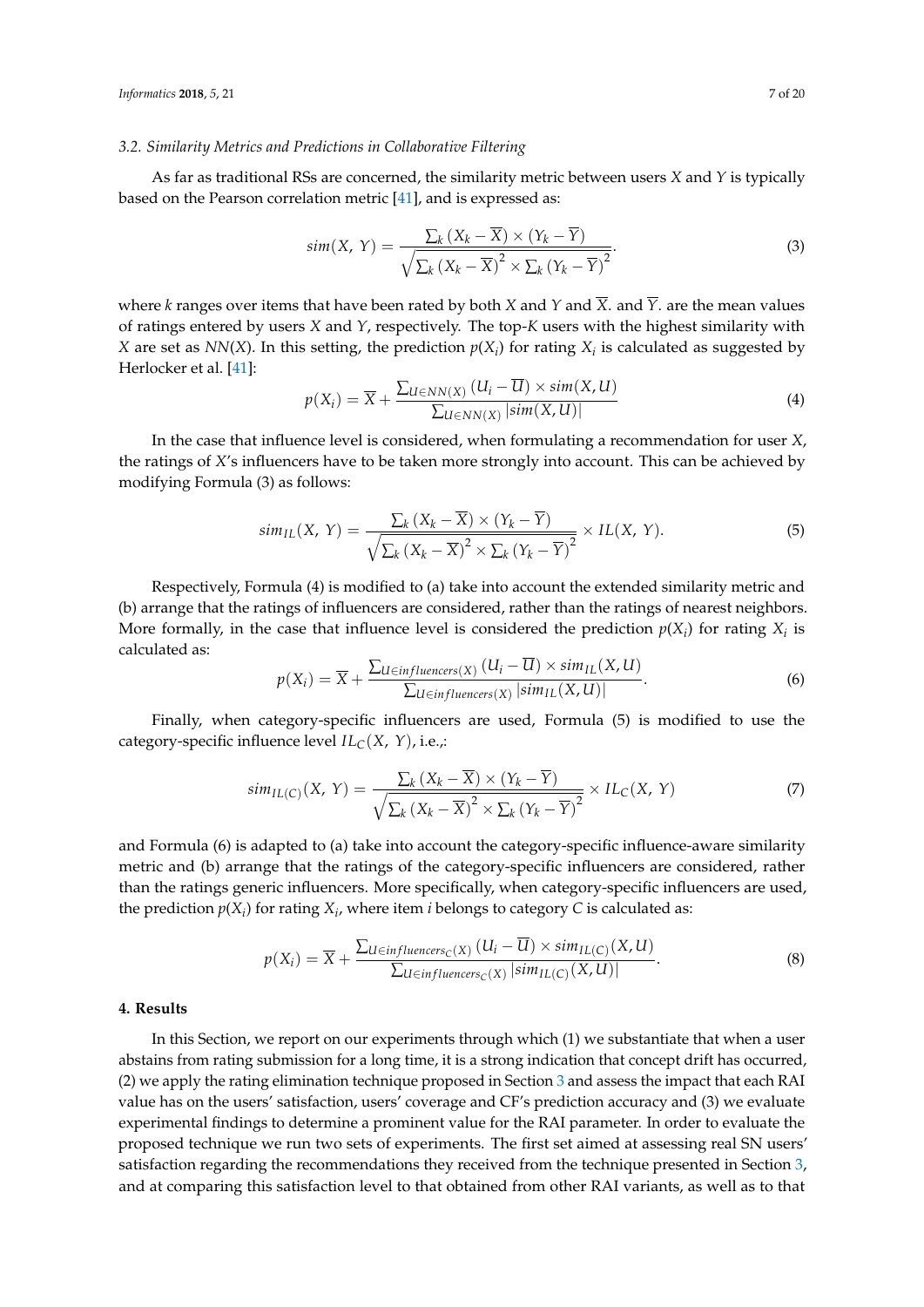### 3.2. Similarity Metrics and Predictions in Collaborative Filtering

As far as traditional RSs are concerned, the similarity metric between users $X$ and $Y$ is typically based on the Pearson correlation metric [41], and is expressed as:

$$sim(X,\ Y) = \frac{\sum_k \left(X_k - \overline{X}\right) \times \left(Y_k - \overline{Y}\right)}{\sqrt{\sum_k \left(X_k - \overline{X}\right)^2 \times \sum_k \left(Y_k - \overline{Y}\right)^2}}. \tag{3}$$

where $k$ ranges over items that have been rated by both $X$ and $Y$ and $\overline{X}$. and $\overline{Y}$. are the mean values of ratings entered by users $X$ and $Y$, respectively. The top-$K$ users with the highest similarity with $X$ are set as $NN(X)$. In this setting, the prediction $p(X_i)$ for rating $X_i$ is calculated as suggested by Herlocker et al. [41]:

$$p(X_i) = \overline{X} + \frac{\sum_{U \in NN(X)} \left(U_i - \overline{U}\right) \times sim(X, U)}{\sum_{U \in NN(X)} |sim(X, U)|} \tag{4}$$

In the case that influence level is considered, when formulating a recommendation for user $X$, the ratings of $X$'s influencers have to be taken more strongly into account. This can be achieved by modifying Formula (3) as follows:

$$sim_{IL}(X,\ Y) = \frac{\sum_k \left(X_k - \overline{X}\right) \times \left(Y_k - \overline{Y}\right)}{\sqrt{\sum_k \left(X_k - \overline{X}\right)^2 \times \sum_k \left(Y_k - \overline{Y}\right)^2}} \times IL(X,\ Y). \tag{5}$$

Respectively, Formula (4) is modified to (a) take into account the extended similarity metric and (b) arrange that the ratings of influencers are considered, rather than the ratings of nearest neighbors. More formally, in the case that influence level is considered the prediction $p(X_i)$ for rating $X_i$ is calculated as:

$$p(X_i) = \overline{X} + \frac{\sum_{U \in influencers(X)} \left(U_i - \overline{U}\right) \times sim_{IL}(X, U)}{\sum_{U \in influencers(X)} |sim_{IL}(X, U)|}. \tag{6}$$

Finally, when category-specific influencers are used, Formula (5) is modified to use the category-specific influence level $IL_C(X,\ Y)$, i.e.,:

$$sim_{IL(C)}(X,\ Y) = \frac{\sum_k \left(X_k - \overline{X}\right) \times \left(Y_k - \overline{Y}\right)}{\sqrt{\sum_k \left(X_k - \overline{X}\right)^2 \times \sum_k \left(Y_k - \overline{Y}\right)^2}} \times IL_C(X,\ Y) \tag{7}$$

and Formula (6) is adapted to (a) take into account the category-specific influence-aware similarity metric and (b) arrange that the ratings of the category-specific influencers are considered, rather than the ratings generic influencers. More specifically, when category-specific influencers are used, the prediction $p(X_i)$ for rating $X_i$, where item $i$ belongs to category $C$ is calculated as:

$$p(X_i) = \overline{X} + \frac{\sum_{U \in influencers_C(X)} \left(U_i - \overline{U}\right) \times sim_{IL(C)}(X, U)}{\sum_{U \in influencers_C(X)} |sim_{IL(C)}(X, U)|}. \tag{8}$$

## 4. Results

In this Section, we report on our experiments through which (1) we substantiate that when a user abstains from rating submission for a long time, it is a strong indication that concept drift has occurred, (2) we apply the rating elimination technique proposed in Section 3 and assess the impact that each RAI value has on the users' satisfaction, users' coverage and CF's prediction accuracy and (3) we evaluate experimental findings to determine a prominent value for the RAI parameter. In order to evaluate the proposed technique we run two sets of experiments. The first set aimed at assessing real SN users' satisfaction regarding the recommendations they received from the technique presented in Section 3, and at comparing this satisfaction level to that obtained from other RAI variants, as well as to that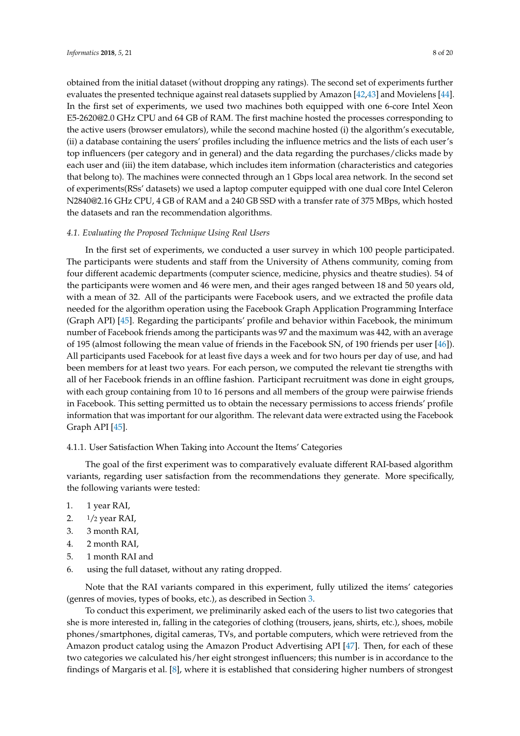obtained from the initial dataset (without dropping any ratings). The second set of experiments further evaluates the presented technique against real datasets supplied by Amazon [42,43] and Movielens [44]. In the first set of experiments, we used two machines both equipped with one 6-core Intel Xeon E5-2620@2.0 GHz CPU and 64 GB of RAM. The first machine hosted the processes corresponding to the active users (browser emulators), while the second machine hosted (i) the algorithm's executable, (ii) a database containing the users' profiles including the influence metrics and the lists of each user's top influencers (per category and in general) and the data regarding the purchases/clicks made by each user and (iii) the item database, which includes item information (characteristics and categories that belong to). The machines were connected through an 1 Gbps local area network. In the second set of experiments(RSs' datasets) we used a laptop computer equipped with one dual core Intel Celeron N2840@2.16 GHz CPU, 4 GB of RAM and a 240 GB SSD with a transfer rate of 375 MBps, which hosted the datasets and ran the recommendation algorithms.

### *4.1. Evaluating the Proposed Technique Using Real Users*

In the first set of experiments, we conducted a user survey in which 100 people participated. The participants were students and staff from the University of Athens community, coming from four different academic departments (computer science, medicine, physics and theatre studies). 54 of the participants were women and 46 were men, and their ages ranged between 18 and 50 years old, with a mean of 32. All of the participants were Facebook users, and we extracted the profile data needed for the algorithm operation using the Facebook Graph Application Programming Interface (Graph API) [45]. Regarding the participants' profile and behavior within Facebook, the minimum number of Facebook friends among the participants was 97 and the maximum was 442, with an average of 195 (almost following the mean value of friends in the Facebook SN, of 190 friends per user [46]). All participants used Facebook for at least five days a week and for two hours per day of use, and had been members for at least two years. For each person, we computed the relevant tie strengths with all of her Facebook friends in an offline fashion. Participant recruitment was done in eight groups, with each group containing from 10 to 16 persons and all members of the group were pairwise friends in Facebook. This setting permitted us to obtain the necessary permissions to access friends' profile information that was important for our algorithm. The relevant data were extracted using the Facebook Graph API [45].

#### 4.1.1. User Satisfaction When Taking into Account the Items' Categories

The goal of the first experiment was to comparatively evaluate different RAI-based algorithm variants, regarding user satisfaction from the recommendations they generate. More specifically, the following variants were tested:

1. 1 year RAI,
2. 1/2 year RAI,
3. 3 month RAI,
4. 2 month RAI,
5. 1 month RAI and
6. using the full dataset, without any rating dropped.

Note that the RAI variants compared in this experiment, fully utilized the items' categories (genres of movies, types of books, etc.), as described in Section 3.

To conduct this experiment, we preliminarily asked each of the users to list two categories that she is more interested in, falling in the categories of clothing (trousers, jeans, shirts, etc.), shoes, mobile phones/smartphones, digital cameras, TVs, and portable computers, which were retrieved from the Amazon product catalog using the Amazon Product Advertising API [47]. Then, for each of these two categories we calculated his/her eight strongest influencers; this number is in accordance to the findings of Margaris et al. [8], where it is established that considering higher numbers of strongest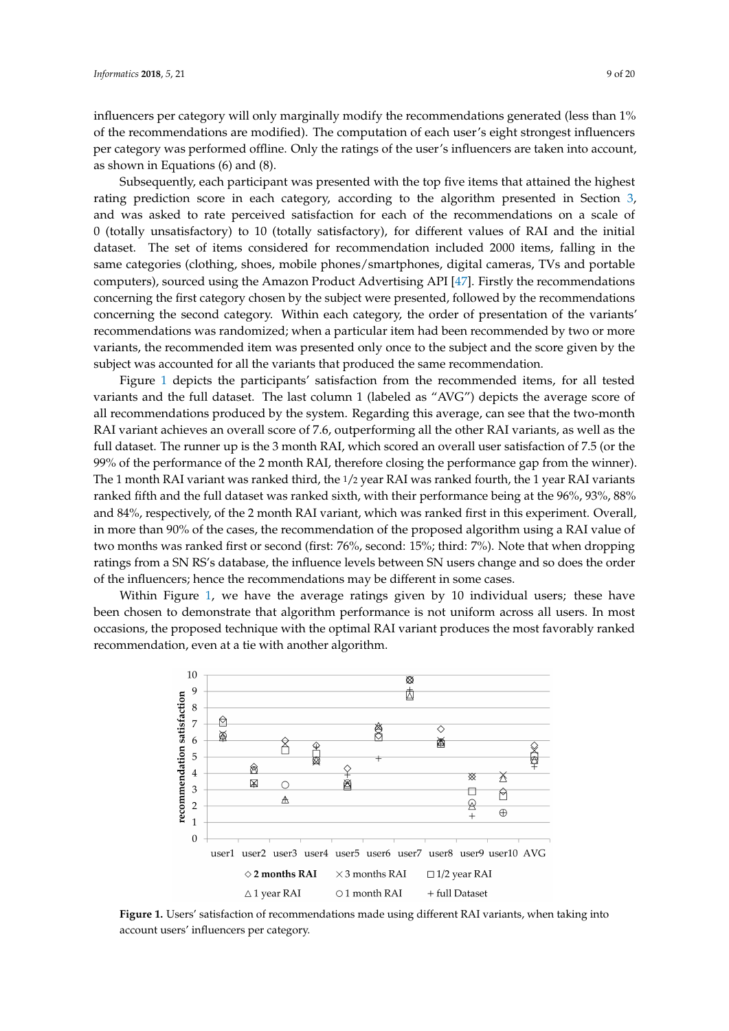influencers per category will only marginally modify the recommendations generated (less than 1% of the recommendations are modified). The computation of each user's eight strongest influencers per category was performed offline. Only the ratings of the user's influencers are taken into account, as shown in Equations (6) and (8).

Subsequently, each participant was presented with the top five items that attained the highest rating prediction score in each category, according to the algorithm presented in Section 3, and was asked to rate perceived satisfaction for each of the recommendations on a scale of 0 (totally unsatisfactory) to 10 (totally satisfactory), for different values of RAI and the initial dataset. The set of items considered for recommendation included 2000 items, falling in the same categories (clothing, shoes, mobile phones/smartphones, digital cameras, TVs and portable computers), sourced using the Amazon Product Advertising API [47]. Firstly the recommendations concerning the first category chosen by the subject were presented, followed by the recommendations concerning the second category. Within each category, the order of presentation of the variants' recommendations was randomized; when a particular item had been recommended by two or more variants, the recommended item was presented only once to the subject and the score given by the subject was accounted for all the variants that produced the same recommendation.

Figure 1 depicts the participants' satisfaction from the recommended items, for all tested variants and the full dataset. The last column 1 (labeled as "AVG") depicts the average score of all recommendations produced by the system. Regarding this average, can see that the two-month RAI variant achieves an overall score of 7.6, outperforming all the other RAI variants, as well as the full dataset. The runner up is the 3 month RAI, which scored an overall user satisfaction of 7.5 (or the 99% of the performance of the 2 month RAI, therefore closing the performance gap from the winner). The 1 month RAI variant was ranked third, the 1/2 year RAI was ranked fourth, the 1 year RAI variants ranked fifth and the full dataset was ranked sixth, with their performance being at the 96%, 93%, 88% and 84%, respectively, of the 2 month RAI variant, which was ranked first in this experiment. Overall, in more than 90% of the cases, the recommendation of the proposed algorithm using a RAI value of two months was ranked first or second (first: 76%, second: 15%; third: 7%). Note that when dropping ratings from a SN RS's database, the influence levels between SN users change and so does the order of the influencers; hence the recommendations may be different in some cases.

Within Figure 1, we have the average ratings given by 10 individual users; these have been chosen to demonstrate that algorithm performance is not uniform across all users. In most occasions, the proposed technique with the optimal RAI variant produces the most favorably ranked recommendation, even at a tie with another algorithm.

recommendation satisfaction

0 1 2 3 4 5 6 7 8 9 10

user1 user2 user3 user4 user5 user6 user7 user8 user9 user10 AVG

◇ **2 months RAI** × 3 months RAI □ 1/2 year RAI

△ 1 year RAI ○ 1 month RAI + full Dataset

**Figure 1.** Users' satisfaction of recommendations made using different RAI variants, when taking into account users' influencers per category.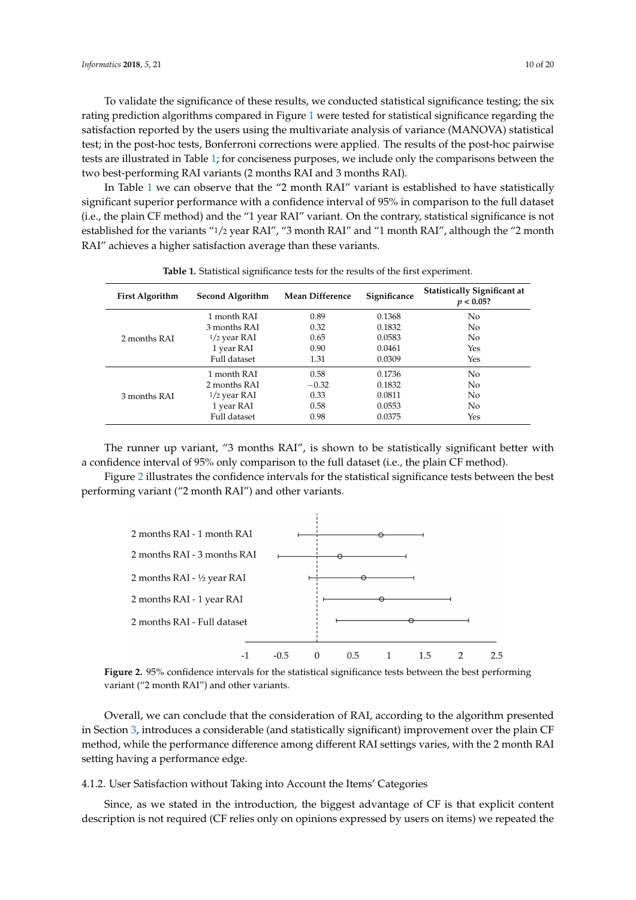To validate the significance of these results, we conducted statistical significance testing; the six rating prediction algorithms compared in Figure 1 were tested for statistical significance regarding the satisfaction reported by the users using the multivariate analysis of variance (MANOVA) statistical test; in the post-hoc tests, Bonferroni corrections were applied. The results of the post-hoc pairwise tests are illustrated in Table 1; for conciseness purposes, we include only the comparisons between the two best-performing RAI variants (2 months RAI and 3 months RAI).

In Table 1 we can observe that the "2 month RAI" variant is established to have statistically significant superior performance with a confidence interval of 95% in comparison to the full dataset (i.e., the plain CF method) and the "1 year RAI" variant. On the contrary, statistical significance is not established for the variants "1/2 year RAI", "3 month RAI" and "1 month RAI", although the "2 month RAI" achieves a higher satisfaction average than these variants.

**Table 1.** Statistical significance tests for the results of the first experiment.

| First Algorithm | Second Algorithm | Mean Difference | Significance | Statistically Significant at $p < 0.05$? |
|---|---|---|---|---|
| 2 months RAI | 1 month RAI | 0.89 | 0.1368 | No |
| | 3 months RAI | 0.32 | 0.1832 | No |
| | 1/2 year RAI | 0.65 | 0.0583 | No |
| | 1 year RAI | 0.90 | 0.0461 | Yes |
| | Full dataset | 1.31 | 0.0309 | Yes |
| 3 months RAI | 1 month RAI | 0.58 | 0.1736 | No |
| | 2 months RAI | −0.32 | 0.1832 | No |
| | 1/2 year RAI | 0.33 | 0.0811 | No |
| | 1 year RAI | 0.58 | 0.0553 | No |
| | Full dataset | 0.98 | 0.0375 | Yes |

The runner up variant, "3 months RAI", is shown to be statistically significant better with a confidence interval of 95% only comparison to the full dataset (i.e., the plain CF method).

Figure 2 illustrates the confidence intervals for the statistical significance tests between the best performing variant ("2 month RAI") and other variants.

2 months RAI - 1 month RAI
2 months RAI - 3 months RAI
2 months RAI - ½ year RAI
2 months RAI - 1 year RAI
2 months RAI - Full dataset
-1 -0.5 0 0.5 1 1.5 2 2.5

**Figure 2.** 95% confidence intervals for the statistical significance tests between the best performing variant ("2 month RAI") and other variants.

Overall, we can conclude that the consideration of RAI, according to the algorithm presented in Section 3, introduces a considerable (and statistically significant) improvement over the plain CF method, while the performance difference among different RAI settings varies, with the 2 month RAI setting having a performance edge.

#### 4.1.2. User Satisfaction without Taking into Account the Items' Categories

Since, as we stated in the introduction, the biggest advantage of CF is that explicit content description is not required (CF relies only on opinions expressed by users on items) we repeated the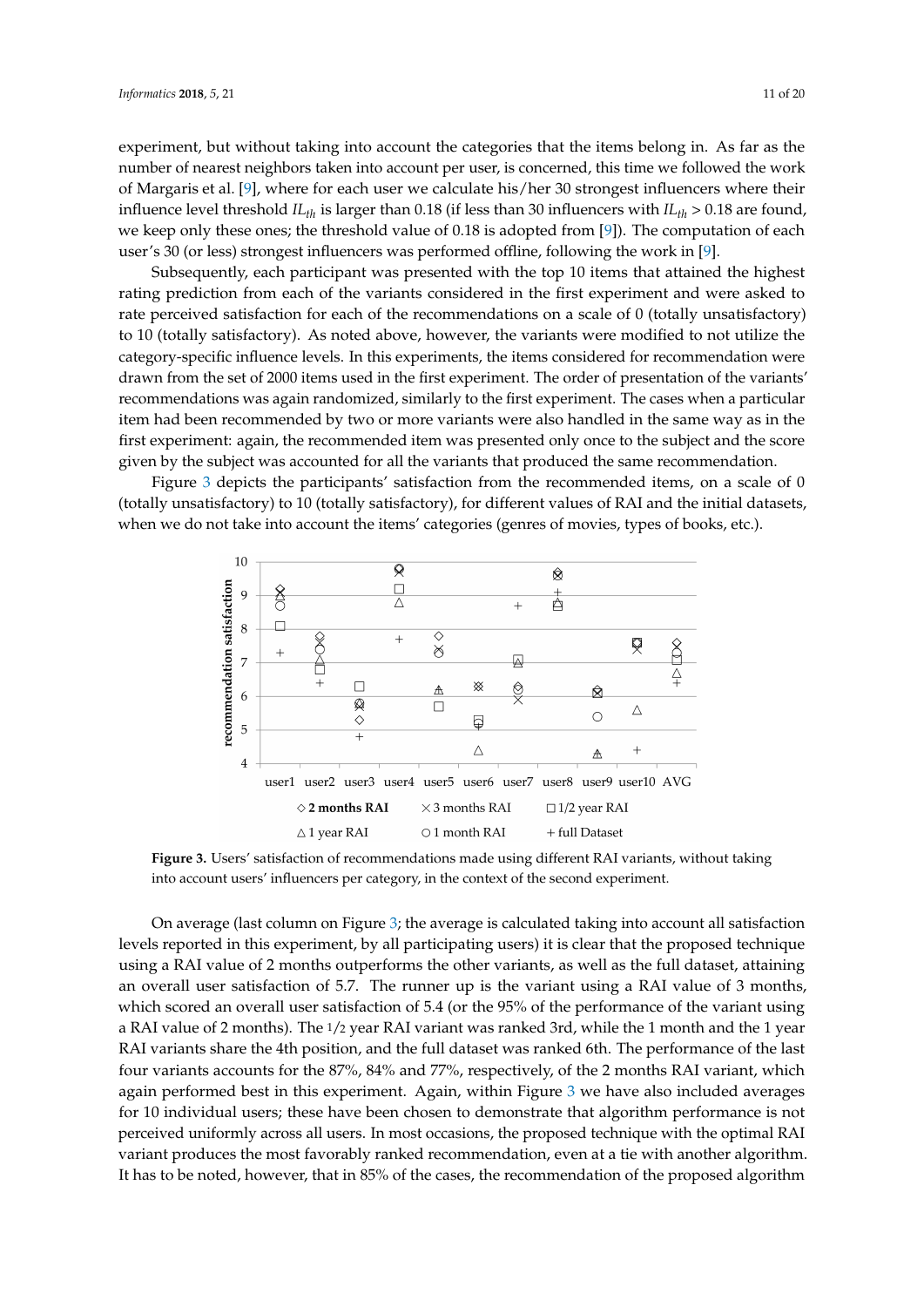experiment, but without taking into account the categories that the items belong in. As far as the number of nearest neighbors taken into account per user, is concerned, this time we followed the work of Margaris et al. [9], where for each user we calculate his/her 30 strongest influencers where their influence level threshold $IL_{th}$ is larger than 0.18 (if less than 30 influencers with $IL_{th} > 0.18$ are found, we keep only these ones; the threshold value of 0.18 is adopted from [9]). The computation of each user's 30 (or less) strongest influencers was performed offline, following the work in [9].

Subsequently, each participant was presented with the top 10 items that attained the highest rating prediction from each of the variants considered in the first experiment and were asked to rate perceived satisfaction for each of the recommendations on a scale of 0 (totally unsatisfactory) to 10 (totally satisfactory). As noted above, however, the variants were modified to not utilize the category-specific influence levels. In this experiments, the items considered for recommendation were drawn from the set of 2000 items used in the first experiment. The order of presentation of the variants' recommendations was again randomized, similarly to the first experiment. The cases when a particular item had been recommended by two or more variants were also handled in the same way as in the first experiment: again, the recommended item was presented only once to the subject and the score given by the subject was accounted for all the variants that produced the same recommendation.

Figure 3 depicts the participants' satisfaction from the recommended items, on a scale of 0 (totally unsatisfactory) to 10 (totally satisfactory), for different values of RAI and the initial datasets, when we do not take into account the items' categories (genres of movies, types of books, etc.).

recommendation satisfaction
10
9
8
7
6
5
4
user1 user2 user3 user4 user5 user6 user7 user8 user9 user10 AVG
◇ 2 months RAI ✕ 3 months RAI □ 1/2 year RAI
△ 1 year RAI ○ 1 month RAI + full Dataset

**Figure 3.** Users' satisfaction of recommendations made using different RAI variants, without taking into account users' influencers per category, in the context of the second experiment.

On average (last column on Figure 3; the average is calculated taking into account all satisfaction levels reported in this experiment, by all participating users) it is clear that the proposed technique using a RAI value of 2 months outperforms the other variants, as well as the full dataset, attaining an overall user satisfaction of 5.7. The runner up is the variant using a RAI value of 3 months, which scored an overall user satisfaction of 5.4 (or the 95% of the performance of the variant using a RAI value of 2 months). The 1/2 year RAI variant was ranked 3rd, while the 1 month and the 1 year RAI variants share the 4th position, and the full dataset was ranked 6th. The performance of the last four variants accounts for the 87%, 84% and 77%, respectively, of the 2 months RAI variant, which again performed best in this experiment. Again, within Figure 3 we have also included averages for 10 individual users; these have been chosen to demonstrate that algorithm performance is not perceived uniformly across all users. In most occasions, the proposed technique with the optimal RAI variant produces the most favorably ranked recommendation, even at a tie with another algorithm. It has to be noted, however, that in 85% of the cases, the recommendation of the proposed algorithm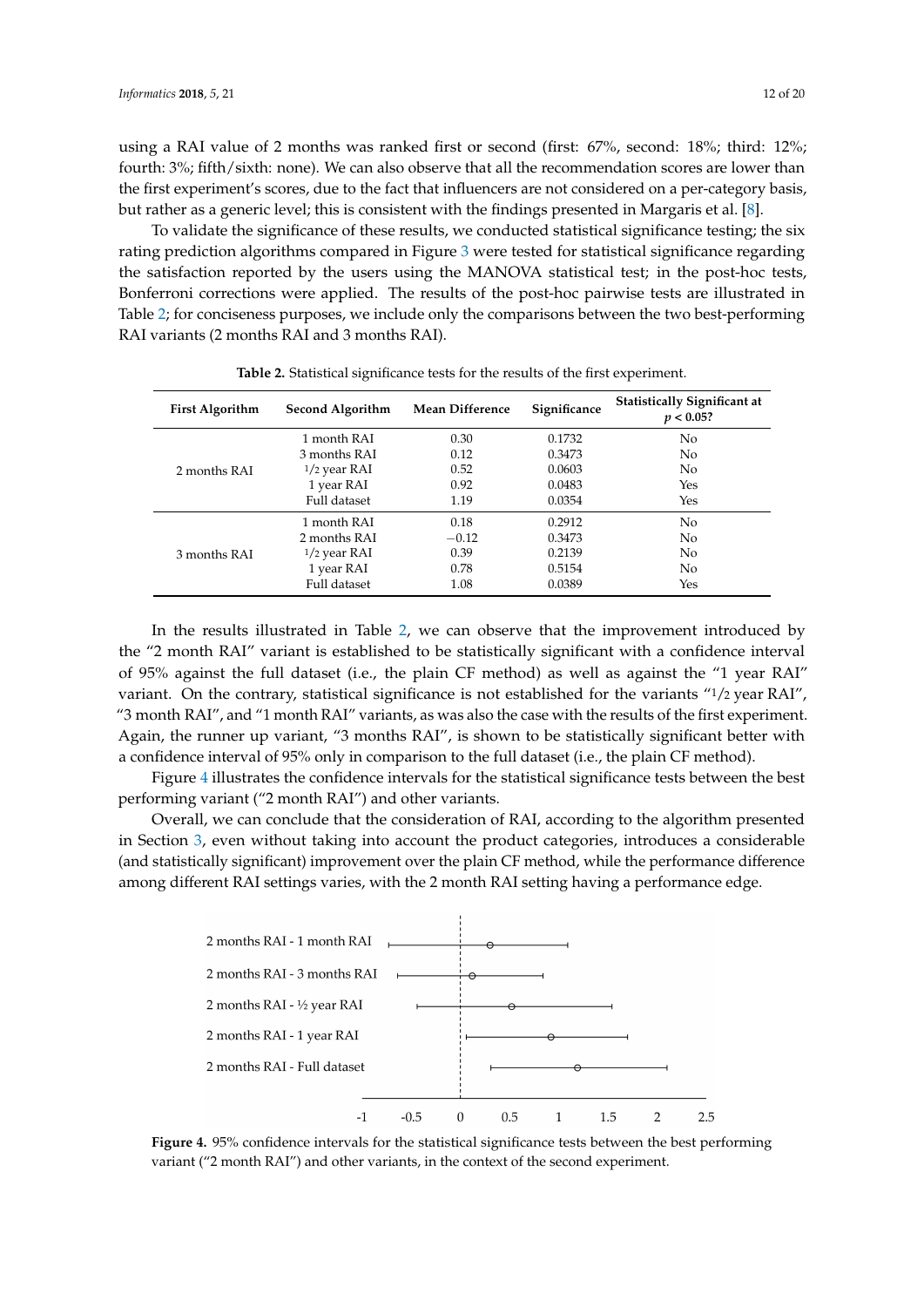using a RAI value of 2 months was ranked first or second (first: 67%, second: 18%; third: 12%; fourth: 3%; fifth/sixth: none). We can also observe that all the recommendation scores are lower than the first experiment's scores, due to the fact that influencers are not considered on a per-category basis, but rather as a generic level; this is consistent with the findings presented in Margaris et al. [8].

To validate the significance of these results, we conducted statistical significance testing; the six rating prediction algorithms compared in Figure 3 were tested for statistical significance regarding the satisfaction reported by the users using the MANOVA statistical test; in the post-hoc tests, Bonferroni corrections were applied. The results of the post-hoc pairwise tests are illustrated in Table 2; for conciseness purposes, we include only the comparisons between the two best-performing RAI variants (2 months RAI and 3 months RAI).

**Table 2.** Statistical significance tests for the results of the first experiment.

| First Algorithm | Second Algorithm | Mean Difference | Significance | Statistically Significant at $p < 0.05$? |
|---|---|---|---|---|
| 2 months RAI | 1 month RAI | 0.30 | 0.1732 | No |
| | 3 months RAI | 0.12 | 0.3473 | No |
| | 1/2 year RAI | 0.52 | 0.0603 | No |
| | 1 year RAI | 0.92 | 0.0483 | Yes |
| | Full dataset | 1.19 | 0.0354 | Yes |
| 3 months RAI | 1 month RAI | 0.18 | 0.2912 | No |
| | 2 months RAI | −0.12 | 0.3473 | No |
| | 1/2 year RAI | 0.39 | 0.2139 | No |
| | 1 year RAI | 0.78 | 0.5154 | No |
| | Full dataset | 1.08 | 0.0389 | Yes |

In the results illustrated in Table 2, we can observe that the improvement introduced by the "2 month RAI" variant is established to be statistically significant with a confidence interval of 95% against the full dataset (i.e., the plain CF method) as well as against the "1 year RAI" variant. On the contrary, statistical significance is not established for the variants "1/2 year RAI", "3 month RAI", and "1 month RAI" variants, as was also the case with the results of the first experiment. Again, the runner up variant, "3 months RAI", is shown to be statistically significant better with a confidence interval of 95% only in comparison to the full dataset (i.e., the plain CF method).

Figure 4 illustrates the confidence intervals for the statistical significance tests between the best performing variant ("2 month RAI") and other variants.

Overall, we can conclude that the consideration of RAI, according to the algorithm presented in Section 3, even without taking into account the product categories, introduces a considerable (and statistically significant) improvement over the plain CF method, while the performance difference among different RAI settings varies, with the 2 month RAI setting having a performance edge.

2 months RAI - 1 month RAI
2 months RAI - 3 months RAI
2 months RAI - ½ year RAI
2 months RAI - 1 year RAI
2 months RAI - Full dataset
-1 -0.5 0 0.5 1 1.5 2 2.5

**Figure 4.** 95% confidence intervals for the statistical significance tests between the best performing variant ("2 month RAI") and other variants, in the context of the second experiment.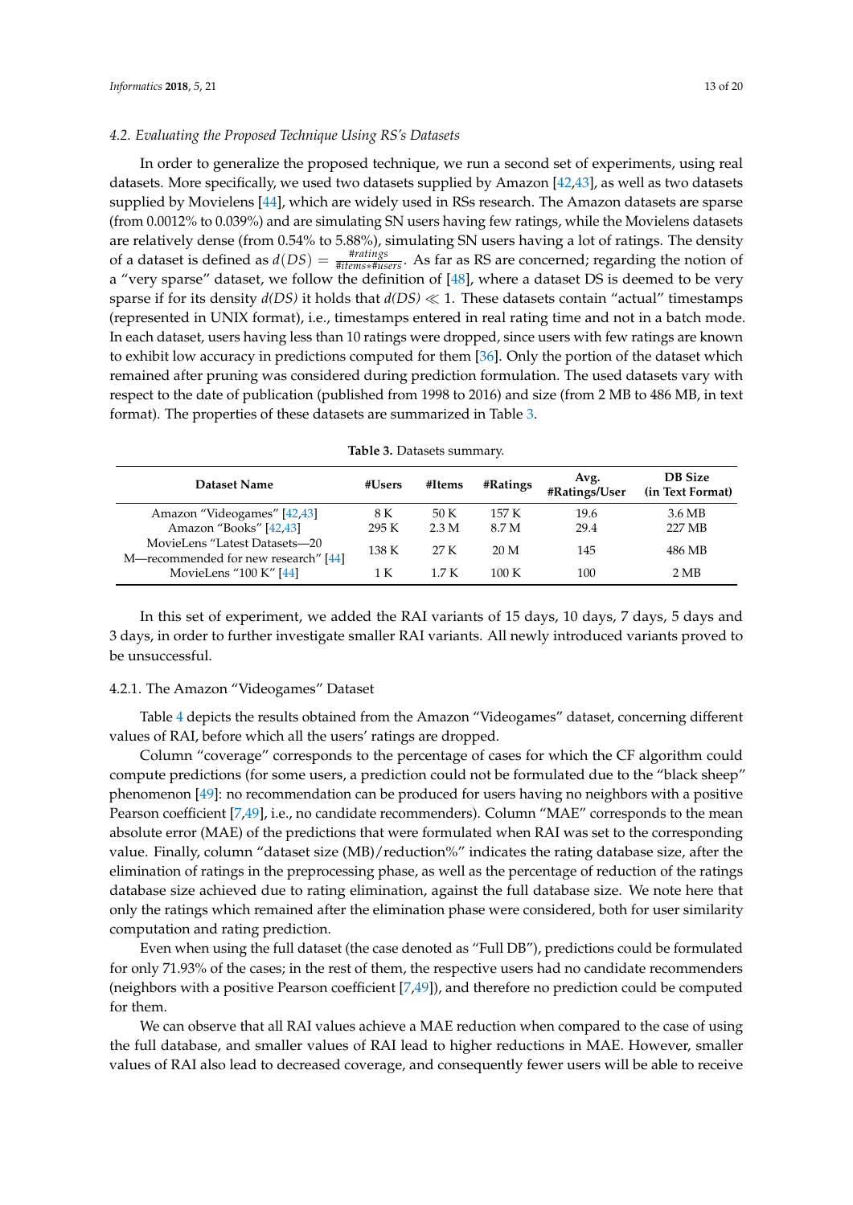### 4.2. Evaluating the Proposed Technique Using RS's Datasets

In order to generalize the proposed technique, we run a second set of experiments, using real datasets. More specifically, we used two datasets supplied by Amazon [42,43], as well as two datasets supplied by Movielens [44], which are widely used in RSs research. The Amazon datasets are sparse (from 0.0012% to 0.039%) and are simulating SN users having few ratings, while the Movielens datasets are relatively dense (from 0.54% to 5.88%), simulating SN users having a lot of ratings. The density of a dataset is defined as $d(DS) = \frac{\#ratings}{\#items * \#users}$. As far as RS are concerned; regarding the notion of a "very sparse" dataset, we follow the definition of [48], where a dataset DS is deemed to be very sparse if for its density *d(DS)* it holds that $d(DS) \ll 1$. These datasets contain "actual" timestamps (represented in UNIX format), i.e., timestamps entered in real rating time and not in a batch mode. In each dataset, users having less than 10 ratings were dropped, since users with few ratings are known to exhibit low accuracy in predictions computed for them [36]. Only the portion of the dataset which remained after pruning was considered during prediction formulation. The used datasets vary with respect to the date of publication (published from 1998 to 2016) and size (from 2 MB to 486 MB, in text format). The properties of these datasets are summarized in Table 3.

**Table 3.** Datasets summary.

| Dataset Name | #Users | #Items | #Ratings | Avg. #Ratings/User | DB Size (in Text Format) |
|---|---|---|---|---|---|
| Amazon "Videogames" [42,43] | 8 K | 50 K | 157 K | 19.6 | 3.6 MB |
| Amazon "Books" [42,43] | 295 K | 2.3 M | 8.7 M | 29.4 | 227 MB |
| MovieLens "Latest Datasets—20 M—recommended for new research" [44] | 138 K | 27 K | 20 M | 145 | 486 MB |
| MovieLens "100 K" [44] | 1 K | 1.7 K | 100 K | 100 | 2 MB |

In this set of experiment, we added the RAI variants of 15 days, 10 days, 7 days, 5 days and 3 days, in order to further investigate smaller RAI variants. All newly introduced variants proved to be unsuccessful.

#### 4.2.1. The Amazon "Videogames" Dataset

Table 4 depicts the results obtained from the Amazon "Videogames" dataset, concerning different values of RAI, before which all the users' ratings are dropped.

Column "coverage" corresponds to the percentage of cases for which the CF algorithm could compute predictions (for some users, a prediction could not be formulated due to the "black sheep" phenomenon [49]: no recommendation can be produced for users having no neighbors with a positive Pearson coefficient [7,49], i.e., no candidate recommenders). Column "MAE" corresponds to the mean absolute error (MAE) of the predictions that were formulated when RAI was set to the corresponding value. Finally, column "dataset size (MB)/reduction%" indicates the rating database size, after the elimination of ratings in the preprocessing phase, as well as the percentage of reduction of the ratings database size achieved due to rating elimination, against the full database size. We note here that only the ratings which remained after the elimination phase were considered, both for user similarity computation and rating prediction.

Even when using the full dataset (the case denoted as "Full DB"), predictions could be formulated for only 71.93% of the cases; in the rest of them, the respective users had no candidate recommenders (neighbors with a positive Pearson coefficient [7,49]), and therefore no prediction could be computed for them.

We can observe that all RAI values achieve a MAE reduction when compared to the case of using the full database, and smaller values of RAI lead to higher reductions in MAE. However, smaller values of RAI also lead to decreased coverage, and consequently fewer users will be able to receive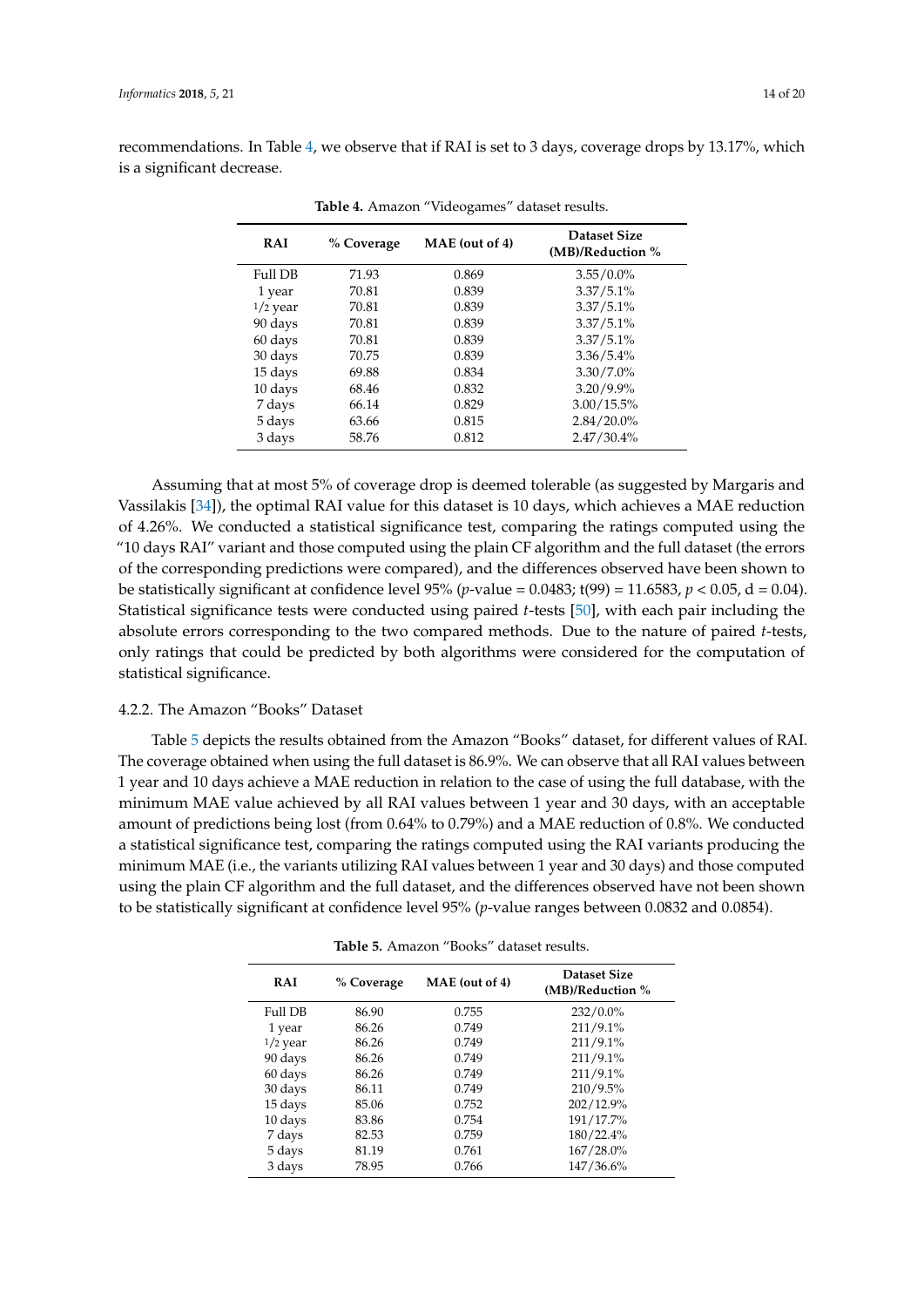recommendations. In Table 4, we observe that if RAI is set to 3 days, coverage drops by 13.17%, which is a significant decrease.

**Table 4.** Amazon "Videogames" dataset results.

| RAI | % Coverage | MAE (out of 4) | Dataset Size (MB)/Reduction % |
|---|---|---|---|
| Full DB | 71.93 | 0.869 | 3.55/0.0% |
| 1 year | 70.81 | 0.839 | 3.37/5.1% |
| 1/2 year | 70.81 | 0.839 | 3.37/5.1% |
| 90 days | 70.81 | 0.839 | 3.37/5.1% |
| 60 days | 70.81 | 0.839 | 3.37/5.1% |
| 30 days | 70.75 | 0.839 | 3.36/5.4% |
| 15 days | 69.88 | 0.834 | 3.30/7.0% |
| 10 days | 68.46 | 0.832 | 3.20/9.9% |
| 7 days | 66.14 | 0.829 | 3.00/15.5% |
| 5 days | 63.66 | 0.815 | 2.84/20.0% |
| 3 days | 58.76 | 0.812 | 2.47/30.4% |

Assuming that at most 5% of coverage drop is deemed tolerable (as suggested by Margaris and Vassilakis [34]), the optimal RAI value for this dataset is 10 days, which achieves a MAE reduction of 4.26%. We conducted a statistical significance test, comparing the ratings computed using the "10 days RAI" variant and those computed using the plain CF algorithm and the full dataset (the errors of the corresponding predictions were compared), and the differences observed have been shown to be statistically significant at confidence level 95% ($p$-value = 0.0483; $t(99) = 11.6583$, $p < 0.05$, $d = 0.04$). Statistical significance tests were conducted using paired $t$-tests [50], with each pair including the absolute errors corresponding to the two compared methods. Due to the nature of paired $t$-tests, only ratings that could be predicted by both algorithms were considered for the computation of statistical significance.

#### 4.2.2. The Amazon "Books" Dataset

Table 5 depicts the results obtained from the Amazon "Books" dataset, for different values of RAI. The coverage obtained when using the full dataset is 86.9%. We can observe that all RAI values between 1 year and 10 days achieve a MAE reduction in relation to the case of using the full database, with the minimum MAE value achieved by all RAI values between 1 year and 30 days, with an acceptable amount of predictions being lost (from 0.64% to 0.79%) and a MAE reduction of 0.8%. We conducted a statistical significance test, comparing the ratings computed using the RAI variants producing the minimum MAE (i.e., the variants utilizing RAI values between 1 year and 30 days) and those computed using the plain CF algorithm and the full dataset, and the differences observed have not been shown to be statistically significant at confidence level 95% ($p$-value ranges between 0.0832 and 0.0854).

**Table 5.** Amazon "Books" dataset results.

| RAI | % Coverage | MAE (out of 4) | Dataset Size (MB)/Reduction % |
|---|---|---|---|
| Full DB | 86.90 | 0.755 | 232/0.0% |
| 1 year | 86.26 | 0.749 | 211/9.1% |
| 1/2 year | 86.26 | 0.749 | 211/9.1% |
| 90 days | 86.26 | 0.749 | 211/9.1% |
| 60 days | 86.26 | 0.749 | 211/9.1% |
| 30 days | 86.11 | 0.749 | 210/9.5% |
| 15 days | 85.06 | 0.752 | 202/12.9% |
| 10 days | 83.86 | 0.754 | 191/17.7% |
| 7 days | 82.53 | 0.759 | 180/22.4% |
| 5 days | 81.19 | 0.761 | 167/28.0% |
| 3 days | 78.95 | 0.766 | 147/36.6% |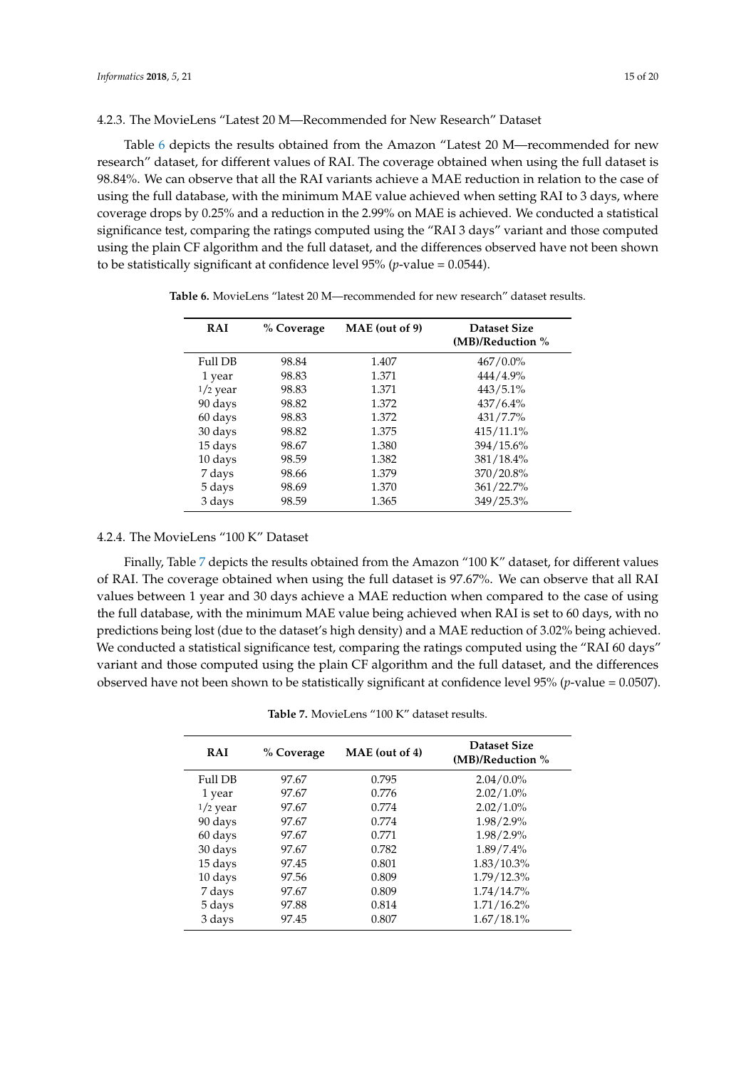#### 4.2.3. The MovieLens "Latest 20 M—Recommended for New Research" Dataset

Table 6 depicts the results obtained from the Amazon "Latest 20 M—recommended for new research" dataset, for different values of RAI. The coverage obtained when using the full dataset is 98.84%. We can observe that all the RAI variants achieve a MAE reduction in relation to the case of using the full database, with the minimum MAE value achieved when setting RAI to 3 days, where coverage drops by 0.25% and a reduction in the 2.99% on MAE is achieved. We conducted a statistical significance test, comparing the ratings computed using the "RAI 3 days" variant and those computed using the plain CF algorithm and the full dataset, and the differences observed have not been shown to be statistically significant at confidence level 95% ($p$-value = 0.0544).

**Table 6.** MovieLens "latest 20 M—recommended for new research" dataset results.

| RAI | % Coverage | MAE (out of 9) | Dataset Size (MB)/Reduction % |
|---|---|---|---|
| Full DB | 98.84 | 1.407 | 467/0.0% |
| 1 year | 98.83 | 1.371 | 444/4.9% |
| 1/2 year | 98.83 | 1.371 | 443/5.1% |
| 90 days | 98.82 | 1.372 | 437/6.4% |
| 60 days | 98.83 | 1.372 | 431/7.7% |
| 30 days | 98.82 | 1.375 | 415/11.1% |
| 15 days | 98.67 | 1.380 | 394/15.6% |
| 10 days | 98.59 | 1.382 | 381/18.4% |
| 7 days | 98.66 | 1.379 | 370/20.8% |
| 5 days | 98.69 | 1.370 | 361/22.7% |
| 3 days | 98.59 | 1.365 | 349/25.3% |

#### 4.2.4. The MovieLens "100 K" Dataset

Finally, Table 7 depicts the results obtained from the Amazon "100 K" dataset, for different values of RAI. The coverage obtained when using the full dataset is 97.67%. We can observe that all RAI values between 1 year and 30 days achieve a MAE reduction when compared to the case of using the full database, with the minimum MAE value being achieved when RAI is set to 60 days, with no predictions being lost (due to the dataset's high density) and a MAE reduction of 3.02% being achieved. We conducted a statistical significance test, comparing the ratings computed using the "RAI 60 days" variant and those computed using the plain CF algorithm and the full dataset, and the differences observed have not been shown to be statistically significant at confidence level 95% ($p$-value = 0.0507).

**Table 7.** MovieLens "100 K" dataset results.

| RAI | % Coverage | MAE (out of 4) | Dataset Size (MB)/Reduction % |
|---|---|---|---|
| Full DB | 97.67 | 0.795 | 2.04/0.0% |
| 1 year | 97.67 | 0.776 | 2.02/1.0% |
| 1/2 year | 97.67 | 0.774 | 2.02/1.0% |
| 90 days | 97.67 | 0.774 | 1.98/2.9% |
| 60 days | 97.67 | 0.771 | 1.98/2.9% |
| 30 days | 97.67 | 0.782 | 1.89/7.4% |
| 15 days | 97.45 | 0.801 | 1.83/10.3% |
| 10 days | 97.56 | 0.809 | 1.79/12.3% |
| 7 days | 97.67 | 0.809 | 1.74/14.7% |
| 5 days | 97.88 | 0.814 | 1.71/16.2% |
| 3 days | 97.45 | 0.807 | 1.67/18.1% |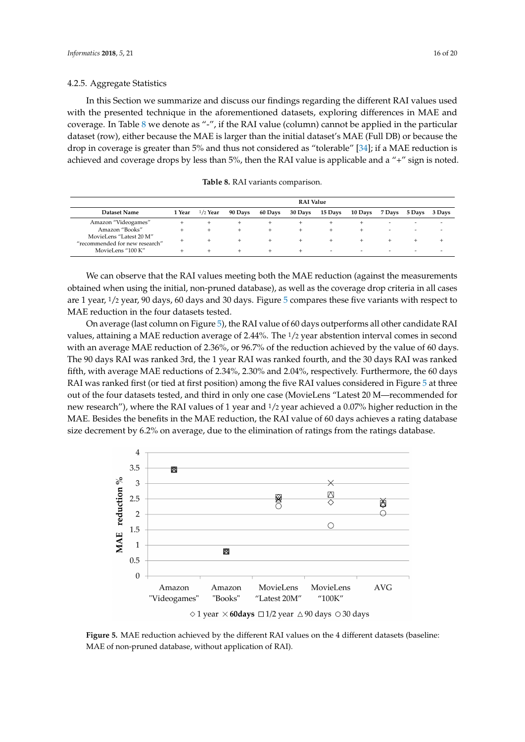### 4.2.5. Aggregate Statistics

In this Section we summarize and discuss our findings regarding the different RAI values used with the presented technique in the aforementioned datasets, exploring differences in MAE and coverage. In Table 8 we denote as "-", if the RAI value (column) cannot be applied in the particular dataset (row), either because the MAE is larger than the initial dataset's MAE (Full DB) or because the drop in coverage is greater than 5% and thus not considered as "tolerable" [34]; if a MAE reduction is achieved and coverage drops by less than 5%, then the RAI value is applicable and a "+" sign is noted.

**Table 8.** RAI variants comparison.

| | RAI Value | | | | | | | | | |
|---|---|---|---|---|---|---|---|---|---|---|
| **Dataset Name** | **1 Year** | **1/2 Year** | **90 Days** | **60 Days** | **30 Days** | **15 Days** | **10 Days** | **7 Days** | **5 Days** | **3 Days** |
| Amazon "Videogames" | + | + | + | + | + | + | + | - | - | - |
| Amazon "Books" | + | + | + | + | + | + | + | - | - | - |
| MovieLens "Latest 20 M" "recommended for new research" | + | + | + | + | + | + | + | + | + | + |
| MovieLens "100 K" | + | + | + | + | + | - | - | - | - | - |

We can observe that the RAI values meeting both the MAE reduction (against the measurements obtained when using the initial, non-pruned database), as well as the coverage drop criteria in all cases are 1 year, 1/2 year, 90 days, 60 days and 30 days. Figure 5 compares these five variants with respect to MAE reduction in the four datasets tested.

On average (last column on Figure 5), the RAI value of 60 days outperforms all other candidate RAI values, attaining a MAE reduction average of 2.44%. The 1/2 year abstention interval comes in second with an average MAE reduction of 2.36%, or 96.7% of the reduction achieved by the value of 60 days. The 90 days RAI was ranked 3rd, the 1 year RAI was ranked fourth, and the 30 days RAI was ranked fifth, with average MAE reductions of 2.34%, 2.30% and 2.04%, respectively. Furthermore, the 60 days RAI was ranked first (or tied at first position) among the five RAI values considered in Figure 5 at three out of the four datasets tested, and third in only one case (MovieLens "Latest 20 M—recommended for new research"), where the RAI values of 1 year and 1/2 year achieved a 0.07% higher reduction in the MAE. Besides the benefits in the MAE reduction, the RAI value of 60 days achieves a rating database size decrement by 6.2% on average, due to the elimination of ratings from the ratings database.

MAE reduction %
4
3.5
3
2.5
2
1.5
1
0.5
0
Amazon "Videogames"
Amazon "Books"
MovieLens "Latest 20M"
MovieLens "100K"
AVG
◇ 1 year × **60days** □ 1/2 year △ 90 days ○ 30 days

**Figure 5.** MAE reduction achieved by the different RAI values on the 4 different datasets (baseline: MAE of non-pruned database, without application of RAI).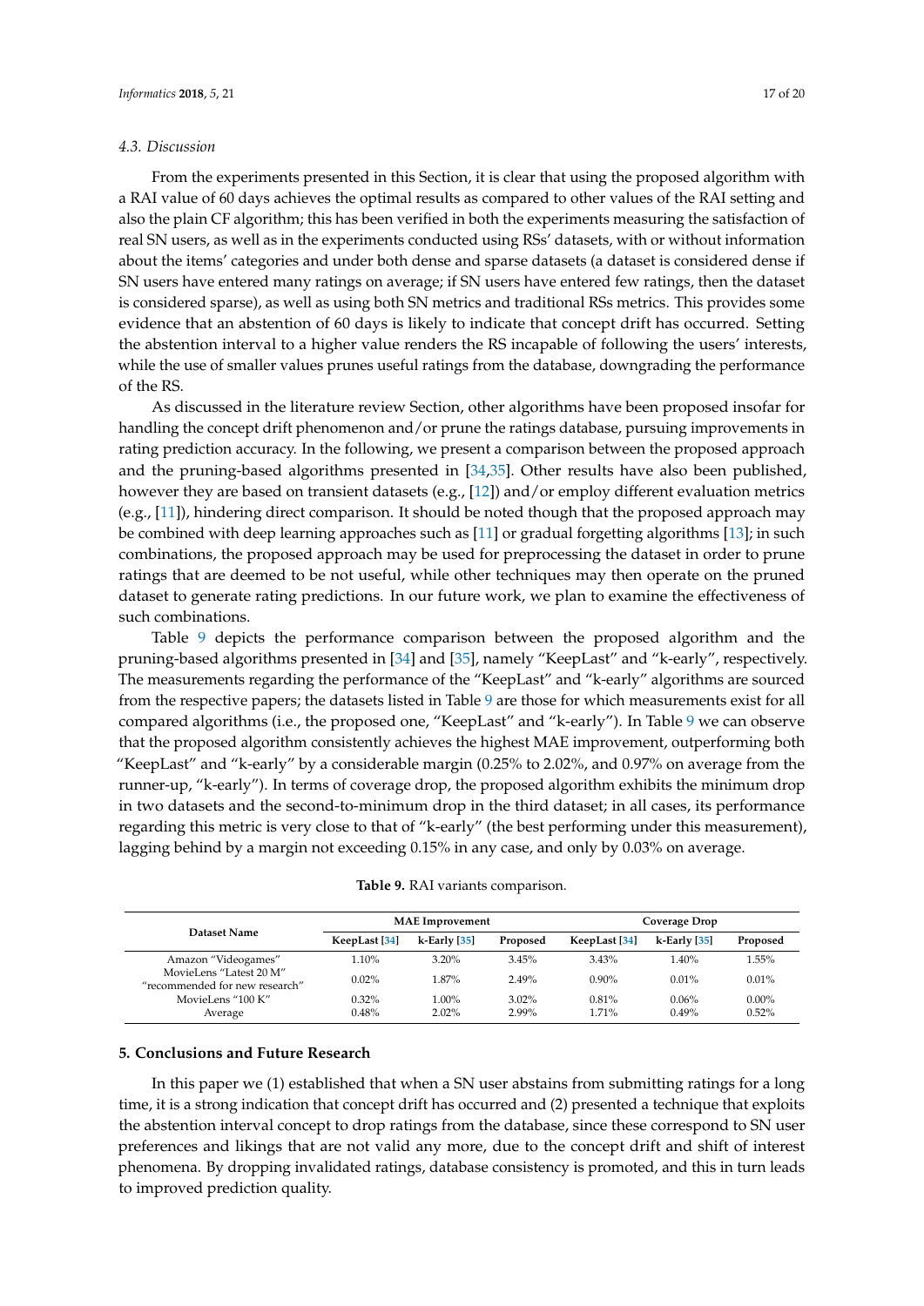### 4.3. Discussion

From the experiments presented in this Section, it is clear that using the proposed algorithm with a RAI value of 60 days achieves the optimal results as compared to other values of the RAI setting and also the plain CF algorithm; this has been verified in both the experiments measuring the satisfaction of real SN users, as well as in the experiments conducted using RSs' datasets, with or without information about the items' categories and under both dense and sparse datasets (a dataset is considered dense if SN users have entered many ratings on average; if SN users have entered few ratings, then the dataset is considered sparse), as well as using both SN metrics and traditional RSs metrics. This provides some evidence that an abstention of 60 days is likely to indicate that concept drift has occurred. Setting the abstention interval to a higher value renders the RS incapable of following the users' interests, while the use of smaller values prunes useful ratings from the database, downgrading the performance of the RS.

As discussed in the literature review Section, other algorithms have been proposed insofar for handling the concept drift phenomenon and/or prune the ratings database, pursuing improvements in rating prediction accuracy. In the following, we present a comparison between the proposed approach and the pruning-based algorithms presented in [34,35]. Other results have also been published, however they are based on transient datasets (e.g., [12]) and/or employ different evaluation metrics (e.g., [11]), hindering direct comparison. It should be noted though that the proposed approach may be combined with deep learning approaches such as [11] or gradual forgetting algorithms [13]; in such combinations, the proposed approach may be used for preprocessing the dataset in order to prune ratings that are deemed to be not useful, while other techniques may then operate on the pruned dataset to generate rating predictions. In our future work, we plan to examine the effectiveness of such combinations.

Table 9 depicts the performance comparison between the proposed algorithm and the pruning-based algorithms presented in [34] and [35], namely "KeepLast" and "k-early", respectively. The measurements regarding the performance of the "KeepLast" and "k-early" algorithms are sourced from the respective papers; the datasets listed in Table 9 are those for which measurements exist for all compared algorithms (i.e., the proposed one, "KeepLast" and "k-early"). In Table 9 we can observe that the proposed algorithm consistently achieves the highest MAE improvement, outperforming both "KeepLast" and "k-early" by a considerable margin (0.25% to 2.02%, and 0.97% on average from the runner-up, "k-early"). In terms of coverage drop, the proposed algorithm exhibits the minimum drop in two datasets and the second-to-minimum drop in the third dataset; in all cases, its performance regarding this metric is very close to that of "k-early" (the best performing under this measurement), lagging behind by a margin not exceeding 0.15% in any case, and only by 0.03% on average.

**Table 9.** RAI variants comparison.

| Dataset Name | MAE Improvement | | | Coverage Drop | | |
|---|---|---|---|---|---|---|
| | KeepLast [34] | k-Early [35] | Proposed | KeepLast [34] | k-Early [35] | Proposed |
| Amazon "Videogames" | 1.10% | 3.20% | 3.45% | 3.43% | 1.40% | 1.55% |
| MovieLens "Latest 20 M" "recommended for new research" | 0.02% | 1.87% | 2.49% | 0.90% | 0.01% | 0.01% |
| MovieLens "100 K" | 0.32% | 1.00% | 3.02% | 0.81% | 0.06% | 0.00% |
| Average | 0.48% | 2.02% | 2.99% | 1.71% | 0.49% | 0.52% |

## 5. Conclusions and Future Research

In this paper we (1) established that when a SN user abstains from submitting ratings for a long time, it is a strong indication that concept drift has occurred and (2) presented a technique that exploits the abstention interval concept to drop ratings from the database, since these correspond to SN user preferences and likings that are not valid any more, due to the concept drift and shift of interest phenomena. By dropping invalidated ratings, database consistency is promoted, and this in turn leads to improved prediction quality.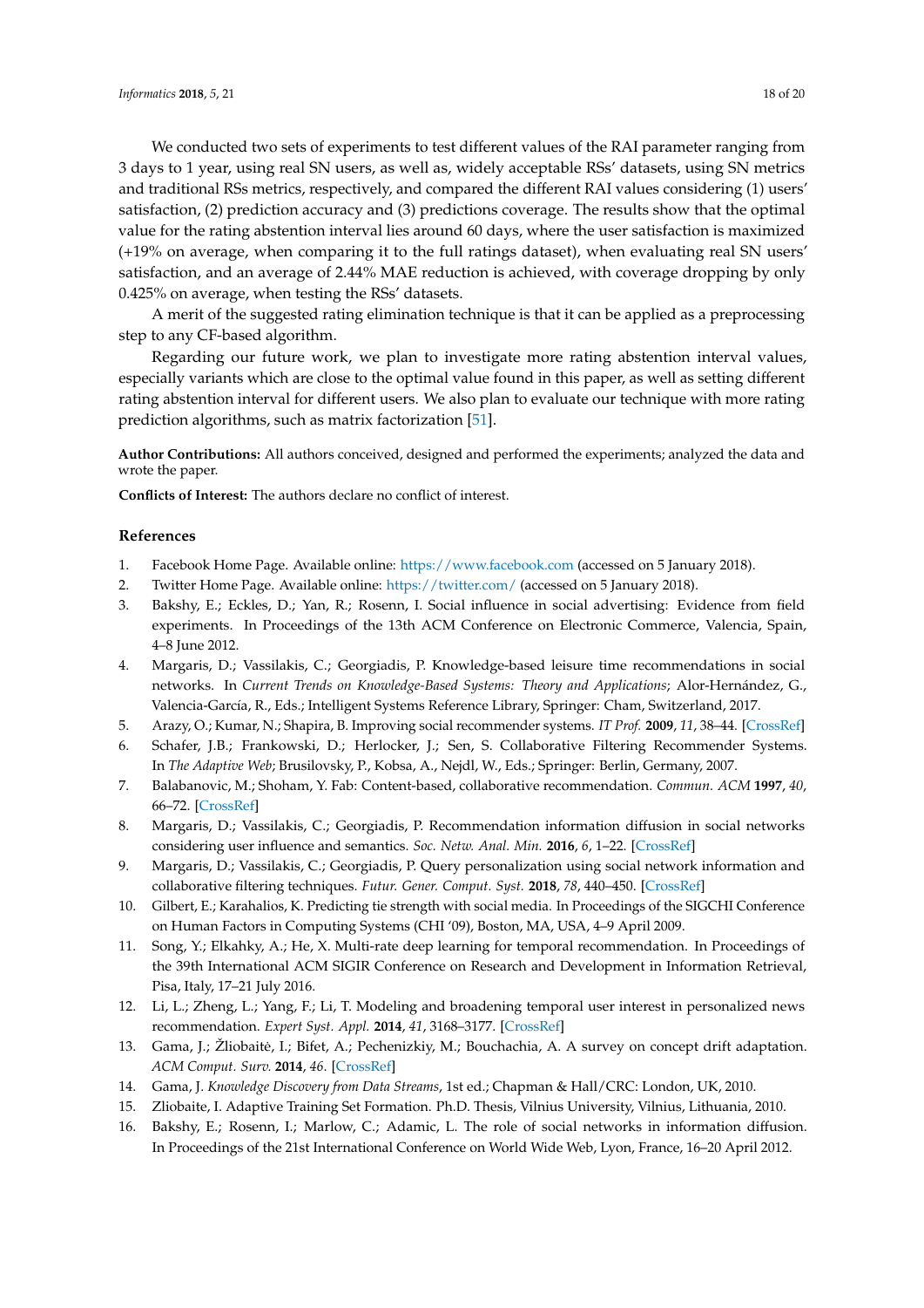We conducted two sets of experiments to test different values of the RAI parameter ranging from 3 days to 1 year, using real SN users, as well as, widely acceptable RSs' datasets, using SN metrics and traditional RSs metrics, respectively, and compared the different RAI values considering (1) users' satisfaction, (2) prediction accuracy and (3) predictions coverage. The results show that the optimal value for the rating abstention interval lies around 60 days, where the user satisfaction is maximized (+19% on average, when comparing it to the full ratings dataset), when evaluating real SN users' satisfaction, and an average of 2.44% MAE reduction is achieved, with coverage dropping by only 0.425% on average, when testing the RSs' datasets.

A merit of the suggested rating elimination technique is that it can be applied as a preprocessing step to any CF-based algorithm.

Regarding our future work, we plan to investigate more rating abstention interval values, especially variants which are close to the optimal value found in this paper, as well as setting different rating abstention interval for different users. We also plan to evaluate our technique with more rating prediction algorithms, such as matrix factorization [51].

**Author Contributions:** All authors conceived, designed and performed the experiments; analyzed the data and wrote the paper.

**Conflicts of Interest:** The authors declare no conflict of interest.

## References

1. Facebook Home Page. Available online: https://www.facebook.com (accessed on 5 January 2018).
2. Twitter Home Page. Available online: https://twitter.com/ (accessed on 5 January 2018).
3. Bakshy, E.; Eckles, D.; Yan, R.; Rosenn, I. Social influence in social advertising: Evidence from field experiments. In Proceedings of the 13th ACM Conference on Electronic Commerce, Valencia, Spain, 4–8 June 2012.
4. Margaris, D.; Vassilakis, C.; Georgiadis, P. Knowledge-based leisure time recommendations in social networks. In *Current Trends on Knowledge-Based Systems: Theory and Applications*; Alor-Hernández, G., Valencia-García, R., Eds.; Intelligent Systems Reference Library, Springer: Cham, Switzerland, 2017.
5. Arazy, O.; Kumar, N.; Shapira, B. Improving social recommender systems. *IT Prof.* **2009**, *11*, 38–44. [CrossRef]
6. Schafer, J.B.; Frankowski, D.; Herlocker, J.; Sen, S. Collaborative Filtering Recommender Systems. In *The Adaptive Web*; Brusilovsky, P., Kobsa, A., Nejdl, W., Eds.; Springer: Berlin, Germany, 2007.
7. Balabanovic, M.; Shoham, Y. Fab: Content-based, collaborative recommendation. *Commun. ACM* **1997**, *40*, 66–72. [CrossRef]
8. Margaris, D.; Vassilakis, C.; Georgiadis, P. Recommendation information diffusion in social networks considering user influence and semantics. *Soc. Netw. Anal. Min.* **2016**, *6*, 1–22. [CrossRef]
9. Margaris, D.; Vassilakis, C.; Georgiadis, P. Query personalization using social network information and collaborative filtering techniques. *Futur. Gener. Comput. Syst.* **2018**, *78*, 440–450. [CrossRef]
10. Gilbert, E.; Karahalios, K. Predicting tie strength with social media. In Proceedings of the SIGCHI Conference on Human Factors in Computing Systems (CHI '09), Boston, MA, USA, 4–9 April 2009.
11. Song, Y.; Elkahky, A.; He, X. Multi-rate deep learning for temporal recommendation. In Proceedings of the 39th International ACM SIGIR Conference on Research and Development in Information Retrieval, Pisa, Italy, 17–21 July 2016.
12. Li, L.; Zheng, L.; Yang, F.; Li, T. Modeling and broadening temporal user interest in personalized news recommendation. *Expert Syst. Appl.* **2014**, *41*, 3168–3177. [CrossRef]
13. Gama, J.; Žliobaitė, I.; Bifet, A.; Pechenizkiy, M.; Bouchachia, A. A survey on concept drift adaptation. *ACM Comput. Surv.* **2014**, *46*. [CrossRef]
14. Gama, J. *Knowledge Discovery from Data Streams*, 1st ed.; Chapman & Hall/CRC: London, UK, 2010.
15. Zliobaite, I. Adaptive Training Set Formation. Ph.D. Thesis, Vilnius University, Vilnius, Lithuania, 2010.
16. Bakshy, E.; Rosenn, I.; Marlow, C.; Adamic, L. The role of social networks in information diffusion. In Proceedings of the 21st International Conference on World Wide Web, Lyon, France, 16–20 April 2012.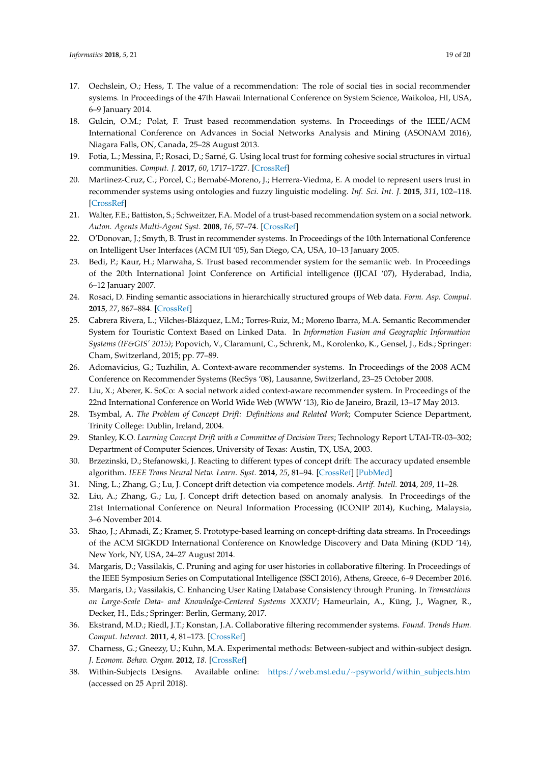17. Oechslein, O.; Hess, T. The value of a recommendation: The role of social ties in social recommender systems. In Proceedings of the 47th Hawaii International Conference on System Science, Waikoloa, HI, USA, 6–9 January 2014.
18. Gulcin, O.M.; Polat, F. Trust based recommendation systems. In Proceedings of the IEEE/ACM International Conference on Advances in Social Networks Analysis and Mining (ASONAM 2016), Niagara Falls, ON, Canada, 25–28 August 2013.
19. Fotia, L.; Messina, F.; Rosaci, D.; Sarné, G. Using local trust for forming cohesive social structures in virtual communities. *Comput. J.* **2017**, *60*, 1717–1727. [CrossRef]
20. Martinez-Cruz, C.; Porcel, C.; Bernabé-Moreno, J.; Herrera-Viedma, E. A model to represent users trust in recommender systems using ontologies and fuzzy linguistic modeling. *Inf. Sci. Int. J.* **2015**, *311*, 102–118. [CrossRef]
21. Walter, F.E.; Battiston, S.; Schweitzer, F.A. Model of a trust-based recommendation system on a social network. *Auton. Agents Multi-Agent Syst.* **2008**, *16*, 57–74. [CrossRef]
22. O'Donovan, J.; Smyth, B. Trust in recommender systems. In Proceedings of the 10th International Conference on Intelligent User Interfaces (ACM IUI '05), San Diego, CA, USA, 10–13 January 2005.
23. Bedi, P.; Kaur, H.; Marwaha, S. Trust based recommender system for the semantic web. In Proceedings of the 20th International Joint Conference on Artificial intelligence (IJCAI '07), Hyderabad, India, 6–12 January 2007.
24. Rosaci, D. Finding semantic associations in hierarchically structured groups of Web data. *Form. Asp. Comput.* **2015**, *27*, 867–884. [CrossRef]
25. Cabrera Rivera, L.; Vilches-Blázquez, L.M.; Torres-Ruiz, M.; Moreno Ibarra, M.A. Semantic Recommender System for Touristic Context Based on Linked Data. In *Information Fusion and Geographic Information Systems (IF&GIS' 2015)*; Popovich, V., Claramunt, C., Schrenk, M., Korolenko, K., Gensel, J., Eds.; Springer: Cham, Switzerland, 2015; pp. 77–89.
26. Adomavicius, G.; Tuzhilin, A. Context-aware recommender systems. In Proceedings of the 2008 ACM Conference on Recommender Systems (RecSys '08), Lausanne, Switzerland, 23–25 October 2008.
27. Liu, X.; Aberer, K. SoCo: A social network aided context-aware recommender system. In Proceedings of the 22nd International Conference on World Wide Web (WWW '13), Rio de Janeiro, Brazil, 13–17 May 2013.
28. Tsymbal, A. *The Problem of Concept Drift: Definitions and Related Work*; Computer Science Department, Trinity College: Dublin, Ireland, 2004.
29. Stanley, K.O. *Learning Concept Drift with a Committee of Decision Trees*; Technology Report UTAI-TR-03–302; Department of Computer Sciences, University of Texas: Austin, TX, USA, 2003.
30. Brzezinski, D.; Stefanowski, J. Reacting to different types of concept drift: The accuracy updated ensemble algorithm. *IEEE Trans Neural Netw. Learn. Syst.* **2014**, *25*, 81–94. [CrossRef] [PubMed]
31. Ning, L.; Zhang, G.; Lu, J. Concept drift detection via competence models. *Artif. Intell.* **2014**, *209*, 11–28.
32. Liu, A.; Zhang, G.; Lu, J. Concept drift detection based on anomaly analysis. In Proceedings of the 21st International Conference on Neural Information Processing (ICONIP 2014), Kuching, Malaysia, 3–6 November 2014.
33. Shao, J.; Ahmadi, Z.; Kramer, S. Prototype-based learning on concept-drifting data streams. In Proceedings of the ACM SIGKDD International Conference on Knowledge Discovery and Data Mining (KDD '14), New York, NY, USA, 24–27 August 2014.
34. Margaris, D.; Vassilakis, C. Pruning and aging for user histories in collaborative filtering. In Proceedings of the IEEE Symposium Series on Computational Intelligence (SSCI 2016), Athens, Greece, 6–9 December 2016.
35. Margaris, D.; Vassilakis, C. Enhancing User Rating Database Consistency through Pruning. In *Transactions on Large-Scale Data- and Knowledge-Centered Systems XXXIV*; Hameurlain, A., Küng, J., Wagner, R., Decker, H., Eds.; Springer: Berlin, Germany, 2017.
36. Ekstrand, M.D.; Riedl, J.T.; Konstan, J.A. Collaborative filtering recommender systems. *Found. Trends Hum. Comput. Interact.* **2011**, *4*, 81–173. [CrossRef]
37. Charness, G.; Gneezy, U.; Kuhn, M.A. Experimental methods: Between-subject and within-subject design. *J. Econom. Behav. Organ.* **2012**, *18*. [CrossRef]
38. Within-Subjects Designs. Available online: https://web.mst.edu/~psyworld/within_subjects.htm (accessed on 25 April 2018).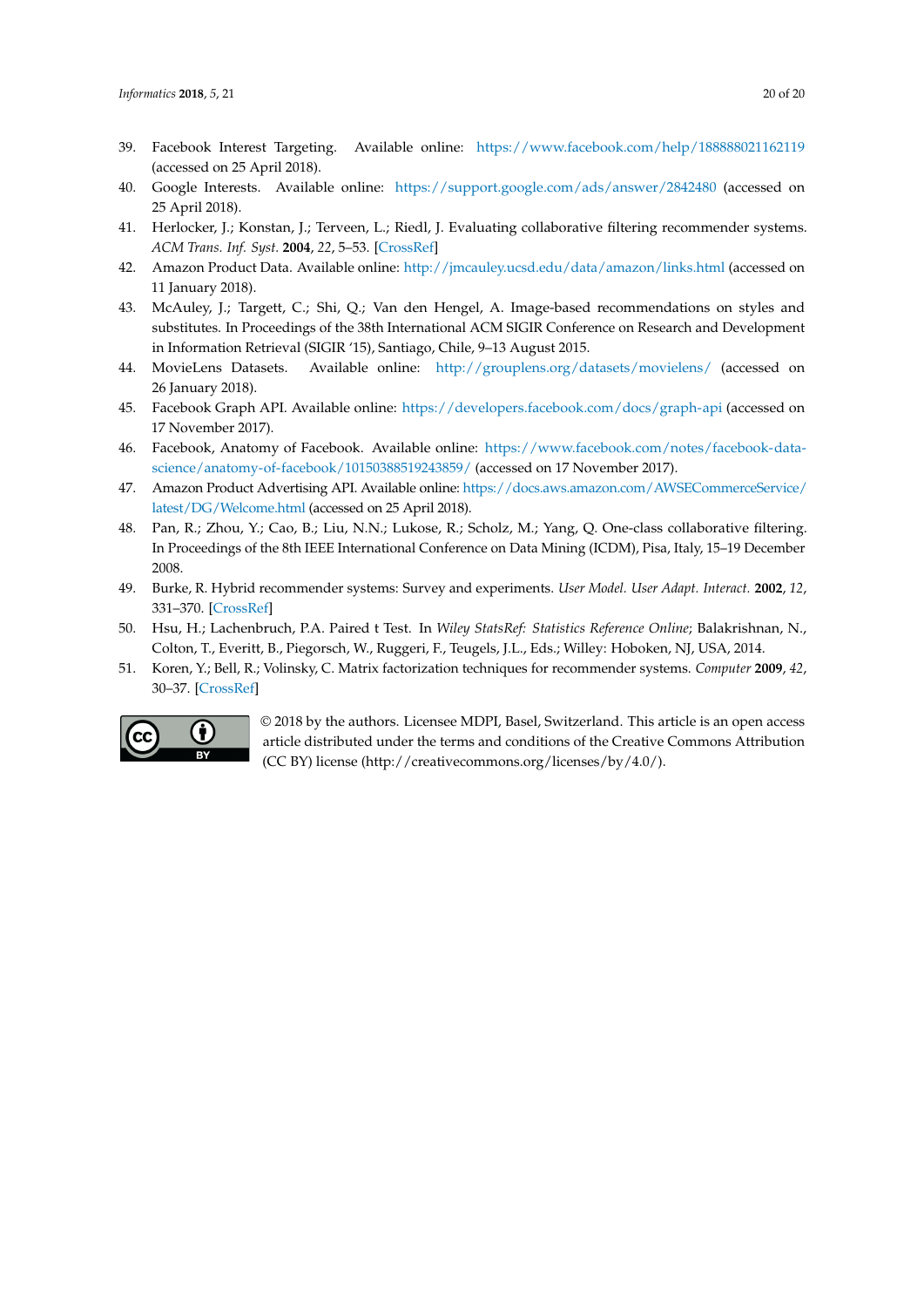39. Facebook Interest Targeting. Available online: https://www.facebook.com/help/188888021162119 (accessed on 25 April 2018).
40. Google Interests. Available online: https://support.google.com/ads/answer/2842480 (accessed on 25 April 2018).
41. Herlocker, J.; Konstan, J.; Terveen, L.; Riedl, J. Evaluating collaborative filtering recommender systems. *ACM Trans. Inf. Syst.* **2004**, *22*, 5–53. [CrossRef]
42. Amazon Product Data. Available online: http://jmcauley.ucsd.edu/data/amazon/links.html (accessed on 11 January 2018).
43. McAuley, J.; Targett, C.; Shi, Q.; Van den Hengel, A. Image-based recommendations on styles and substitutes. In Proceedings of the 38th International ACM SIGIR Conference on Research and Development in Information Retrieval (SIGIR '15), Santiago, Chile, 9–13 August 2015.
44. MovieLens Datasets. Available online: http://grouplens.org/datasets/movielens/ (accessed on 26 January 2018).
45. Facebook Graph API. Available online: https://developers.facebook.com/docs/graph-api (accessed on 17 November 2017).
46. Facebook, Anatomy of Facebook. Available online: https://www.facebook.com/notes/facebook-data-science/anatomy-of-facebook/10150388519243859/ (accessed on 17 November 2017).
47. Amazon Product Advertising API. Available online: https://docs.aws.amazon.com/AWSECommerceService/latest/DG/Welcome.html (accessed on 25 April 2018).
48. Pan, R.; Zhou, Y.; Cao, B.; Liu, N.N.; Lukose, R.; Scholz, M.; Yang, Q. One-class collaborative filtering. In Proceedings of the 8th IEEE International Conference on Data Mining (ICDM), Pisa, Italy, 15–19 December 2008.
49. Burke, R. Hybrid recommender systems: Survey and experiments. *User Model. User Adapt. Interact.* **2002**, *12*, 331–370. [CrossRef]
50. Hsu, H.; Lachenbruch, P.A. Paired t Test. In *Wiley StatsRef: Statistics Reference Online*; Balakrishnan, N., Colton, T., Everitt, B., Piegorsch, W., Ruggeri, F., Teugels, J.L., Eds.; Willey: Hoboken, NJ, USA, 2014.
51. Koren, Y.; Bell, R.; Volinsky, C. Matrix factorization techniques for recommender systems. *Computer* **2009**, *42*, 30–37. [CrossRef]

© 2018 by the authors. Licensee MDPI, Basel, Switzerland. This article is an open access article distributed under the terms and conditions of the Creative Commons Attribution (CC BY) license (http://creativecommons.org/licenses/by/4.0/).